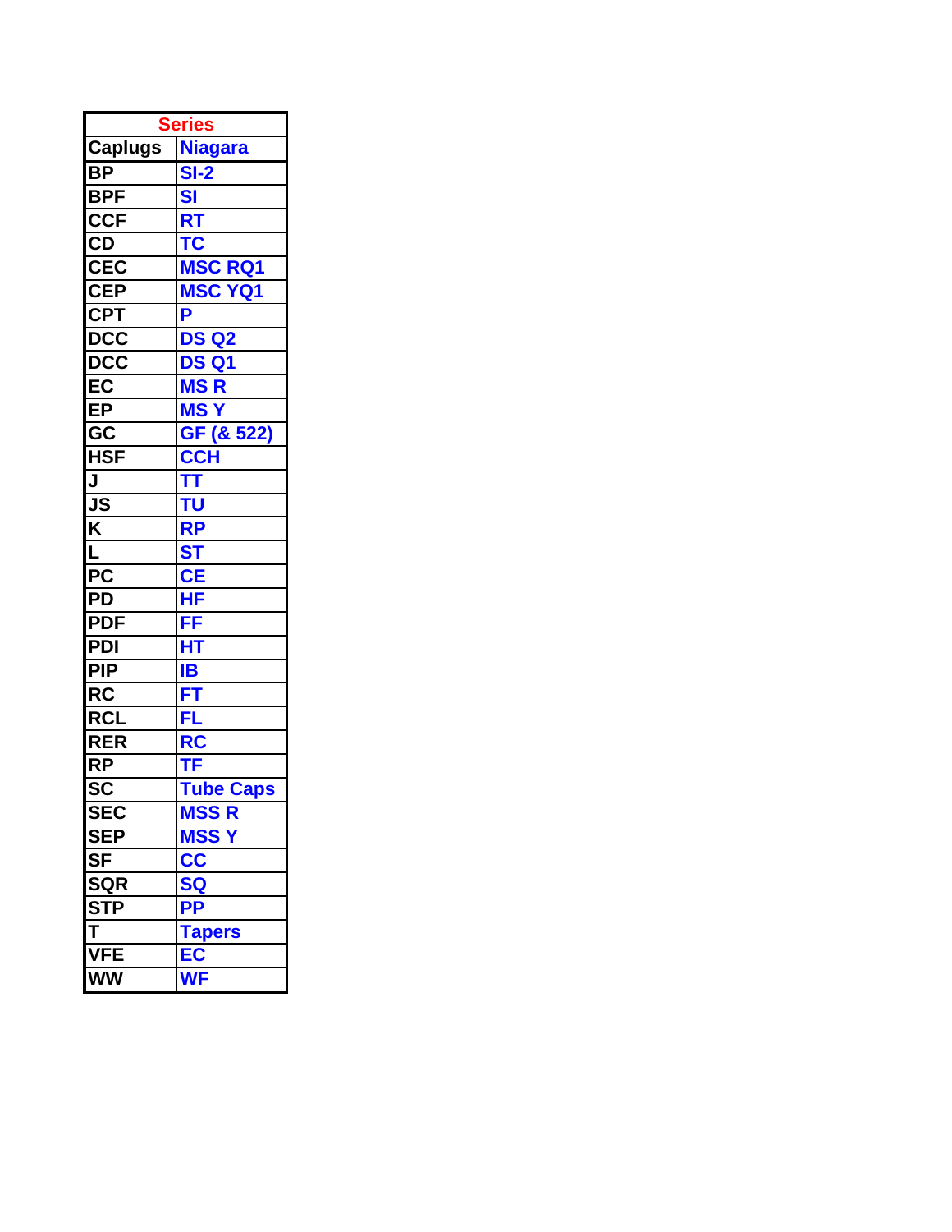| Series | |
|---|---|
| Caplugs | Niagara |
| BP | SI-2 |
| BPF | SI |
| CCF | RT |
| CD | TC |
| CEC | MSC RQ1 |
| CEP | MSC YQ1 |
| CPT | P |
| DCC | DS Q2 |
| DCC | DS Q1 |
| EC | MS R |
| EP | MS Y |
| GC | GF (& 522) |
| HSF | CCH |
| J | TT |
| JS | TU |
| K | RP |
| L | ST |
| PC | CE |
| PD | HF |
| PDF | FF |
| PDI | HT |
| PIP | IB |
| RC | FT |
| RCL | FL |
| RER | RC |
| RP | TF |
| SC | Tube Caps |
| SEC | MSS R |
| SEP | MSS Y |
| SF | CC |
| SQR | SQ |
| STP | PP |
| T | Tapers |
| VFE | EC |
| WW | WF |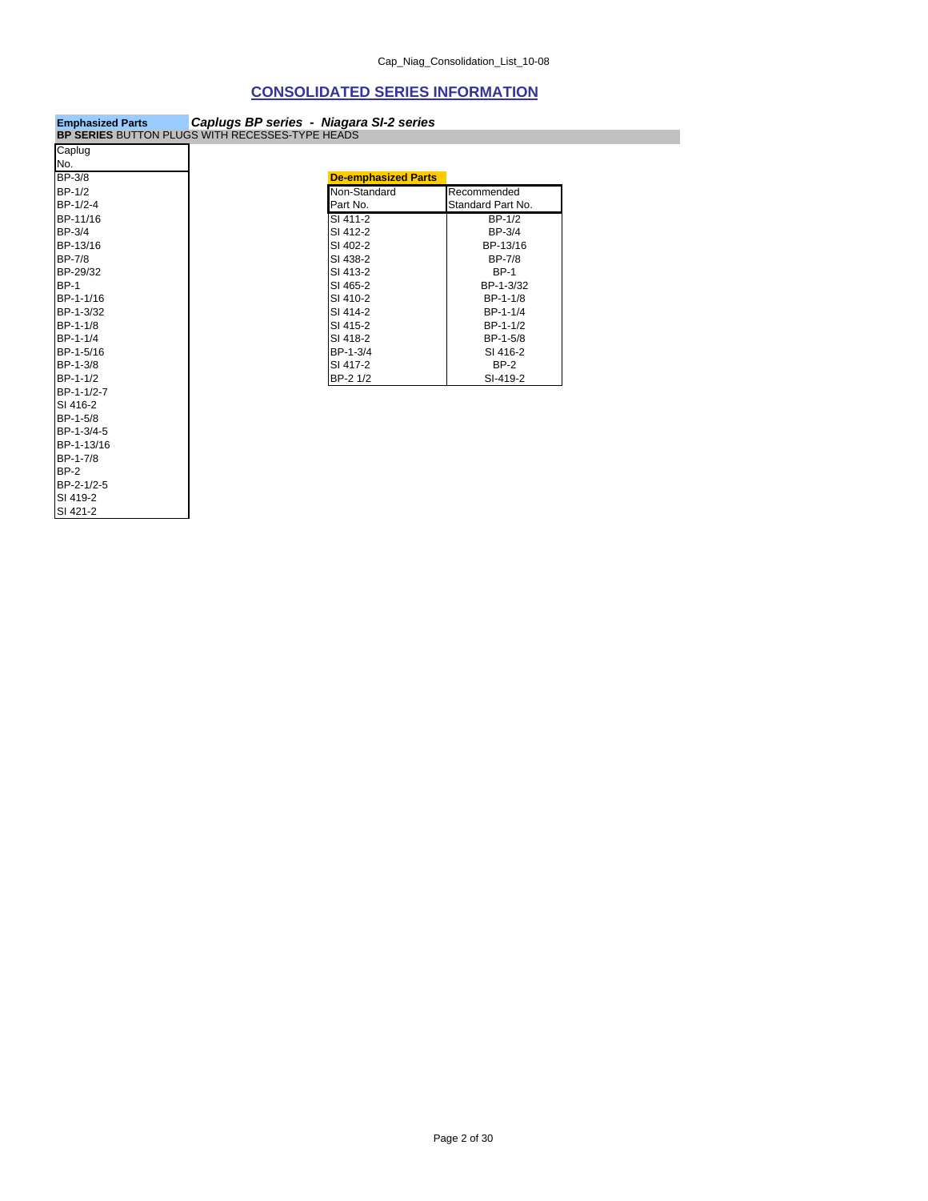## CONSOLIDATED SERIES INFORMATION

**Emphasized Parts** ***Caplugs BP series - Niagara SI-2 series***

**BP SERIES** BUTTON PLUGS WITH RECESSES-TYPE HEADS

| Caplug No. |
|---|
| BP-3/8 |
| BP-1/2 |
| BP-1/2-4 |
| BP-11/16 |
| BP-3/4 |
| BP-13/16 |
| BP-7/8 |
| BP-29/32 |
| BP-1 |
| BP-1-1/16 |
| BP-1-3/32 |
| BP-1-1/8 |
| BP-1-1/4 |
| BP-1-5/16 |
| BP-1-3/8 |
| BP-1-1/2 |
| BP-1-1/2-7 |
| SI 416-2 |
| BP-1-5/8 |
| BP-1-3/4-5 |
| BP-1-13/16 |
| BP-1-7/8 |
| BP-2 |
| BP-2-1/2-5 |
| SI 419-2 |
| SI 421-2 |

**De-emphasized Parts**

| Non-Standard Part No. | Recommended Standard Part No. |
|---|---|
| SI 411-2 | BP-1/2 |
| SI 412-2 | BP-3/4 |
| SI 402-2 | BP-13/16 |
| SI 438-2 | BP-7/8 |
| SI 413-2 | BP-1 |
| SI 465-2 | BP-1-3/32 |
| SI 410-2 | BP-1-1/8 |
| SI 414-2 | BP-1-1/4 |
| SI 415-2 | BP-1-1/2 |
| SI 418-2 | BP-1-5/8 |
| BP-1-3/4 | SI 416-2 |
| SI 417-2 | BP-2 |
| BP-2 1/2 | SI-419-2 |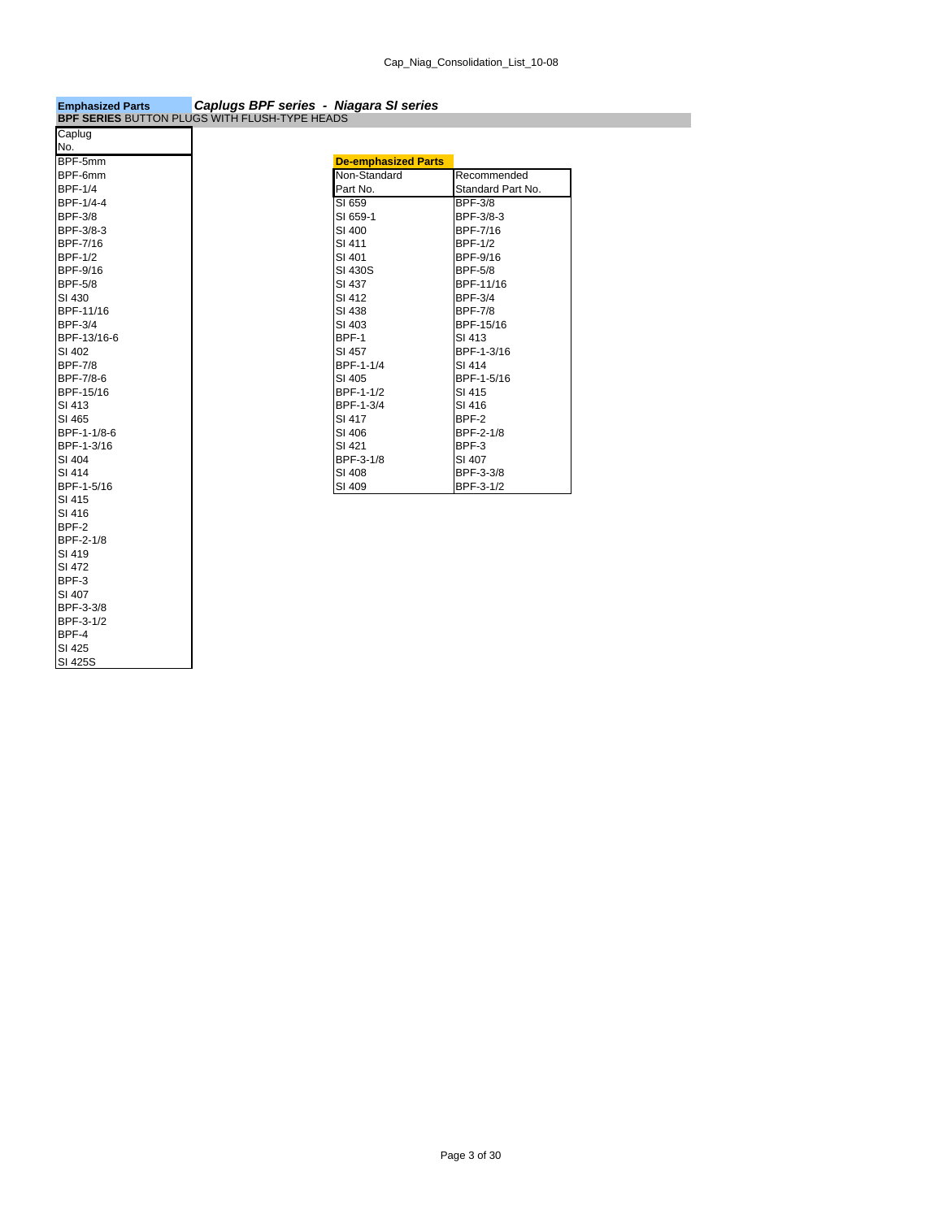**Emphasized Parts** ***Caplugs BPF series - Niagara SI series***

**BPF SERIES** BUTTON PLUGS WITH FLUSH-TYPE HEADS

| Caplug No. |
|---|
| BPF-5mm |
| BPF-6mm |
| BPF-1/4 |
| BPF-1/4-4 |
| BPF-3/8 |
| BPF-3/8-3 |
| BPF-7/16 |
| BPF-1/2 |
| BPF-9/16 |
| BPF-5/8 |
| SI 430 |
| BPF-11/16 |
| BPF-3/4 |
| BPF-13/16-6 |
| SI 402 |
| BPF-7/8 |
| BPF-7/8-6 |
| BPF-15/16 |
| SI 413 |
| SI 465 |
| BPF-1-1/8-6 |
| BPF-1-3/16 |
| SI 404 |
| SI 414 |
| BPF-1-5/16 |
| SI 415 |
| SI 416 |
| BPF-2 |
| BPF-2-1/8 |
| SI 419 |
| SI 472 |
| BPF-3 |
| SI 407 |
| BPF-3-3/8 |
| BPF-3-1/2 |
| BPF-4 |
| SI 425 |
| SI 425S |

**De-emphasized Parts**

| Non-Standard Part No. | Recommended Standard Part No. |
|---|---|
| SI 659 | BPF-3/8 |
| SI 659-1 | BPF-3/8-3 |
| SI 400 | BPF-7/16 |
| SI 411 | BPF-1/2 |
| SI 401 | BPF-9/16 |
| SI 430S | BPF-5/8 |
| SI 437 | BPF-11/16 |
| SI 412 | BPF-3/4 |
| SI 438 | BPF-7/8 |
| SI 403 | BPF-15/16 |
| BPF-1 | SI 413 |
| SI 457 | BPF-1-3/16 |
| BPF-1-1/4 | SI 414 |
| SI 405 | BPF-1-5/16 |
| BPF-1-1/2 | SI 415 |
| BPF-1-3/4 | SI 416 |
| SI 417 | BPF-2 |
| SI 406 | BPF-2-1/8 |
| SI 421 | BPF-3 |
| BPF-3-1/8 | SI 407 |
| SI 408 | BPF-3-3/8 |
| SI 409 | BPF-3-1/2 |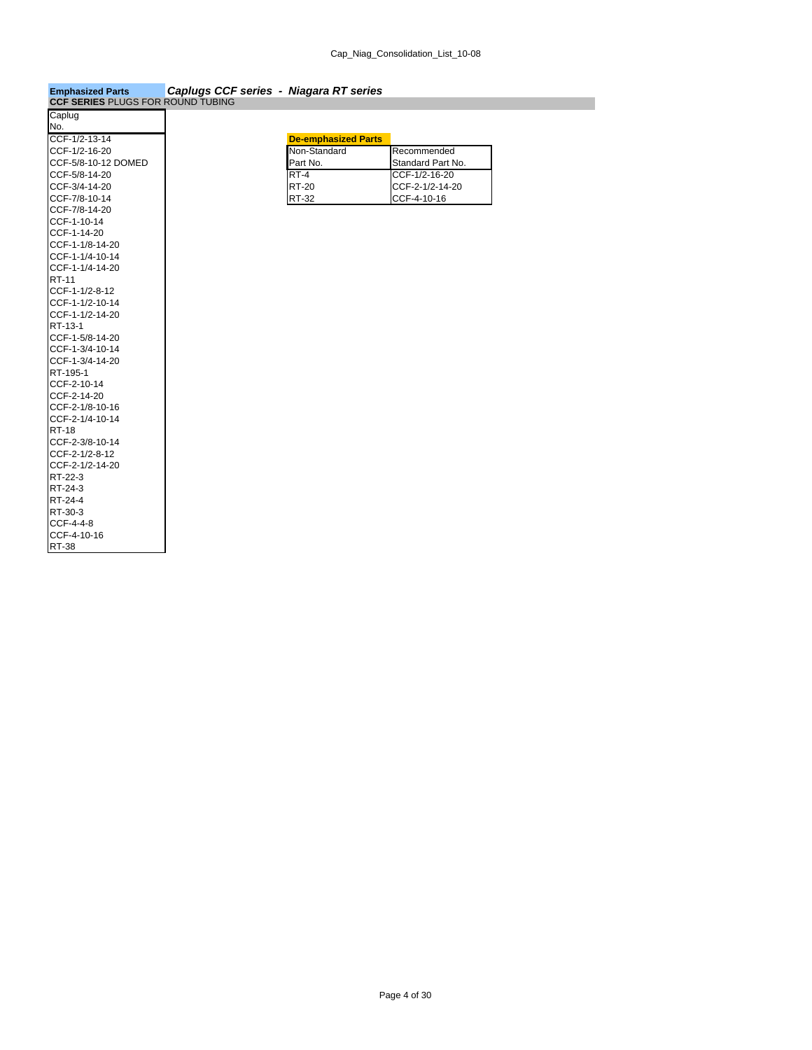**Emphasized Parts** ***Caplugs CCF series - Niagara RT series***

**CCF SERIES** PLUGS FOR ROUND TUBING

| Caplug No. |
|---|
| CCF-1/2-13-14 |
| CCF-1/2-16-20 |
| CCF-5/8-10-12 DOMED |
| CCF-5/8-14-20 |
| CCF-3/4-14-20 |
| CCF-7/8-10-14 |
| CCF-7/8-14-20 |
| CCF-1-10-14 |
| CCF-1-14-20 |
| CCF-1-1/8-14-20 |
| CCF-1-1/4-10-14 |
| CCF-1-1/4-14-20 |
| RT-11 |
| CCF-1-1/2-8-12 |
| CCF-1-1/2-10-14 |
| CCF-1-1/2-14-20 |
| RT-13-1 |
| CCF-1-5/8-14-20 |
| CCF-1-3/4-10-14 |
| CCF-1-3/4-14-20 |
| RT-195-1 |
| CCF-2-10-14 |
| CCF-2-14-20 |
| CCF-2-1/8-10-16 |
| CCF-2-1/4-10-14 |
| RT-18 |
| CCF-2-3/8-10-14 |
| CCF-2-1/2-8-12 |
| CCF-2-1/2-14-20 |
| RT-22-3 |
| RT-24-3 |
| RT-24-4 |
| RT-30-3 |
| CCF-4-4-8 |
| CCF-4-10-16 |
| RT-38 |

**De-emphasized Parts**

| Non-Standard Part No. | Recommended Standard Part No. |
|---|---|
| RT-4 | CCF-1/2-16-20 |
| RT-20 | CCF-2-1/2-14-20 |
| RT-32 | CCF-4-10-16 |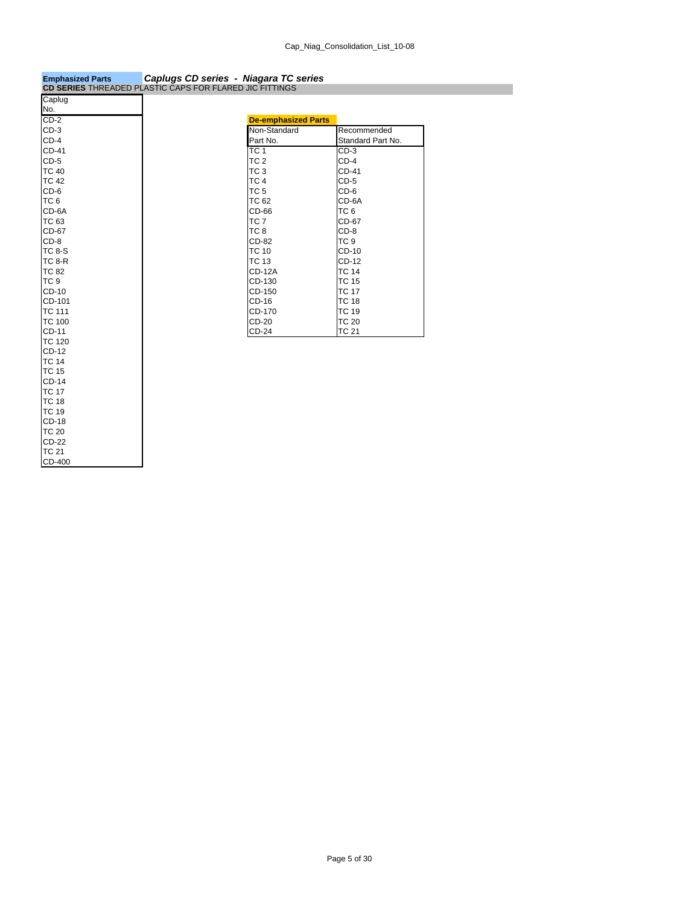**Emphasized Parts** ***Caplugs CD series - Niagara TC series***

**CD SERIES** THREADED PLASTIC CAPS FOR FLARED JIC FITTINGS

| Caplug No. |
|---|
| CD-2 |
| CD-3 |
| CD-4 |
| CD-41 |
| CD-5 |
| TC 40 |
| TC 42 |
| CD-6 |
| TC 6 |
| CD-6A |
| TC 63 |
| CD-67 |
| CD-8 |
| TC 8-S |
| TC 8-R |
| TC 82 |
| TC 9 |
| CD-10 |
| CD-101 |
| TC 111 |
| TC 100 |
| CD-11 |
| TC 120 |
| CD-12 |
| TC 14 |
| TC 15 |
| CD-14 |
| TC 17 |
| TC 18 |
| TC 19 |
| CD-18 |
| TC 20 |
| CD-22 |
| TC 21 |
| CD-400 |

**De-emphasized Parts**

| Non-Standard Part No. | Recommended Standard Part No. |
|---|---|
| TC 1 | CD-3 |
| TC 2 | CD-4 |
| TC 3 | CD-41 |
| TC 4 | CD-5 |
| TC 5 | CD-6 |
| TC 62 | CD-6A |
| CD-66 | TC 6 |
| TC 7 | CD-67 |
| TC 8 | CD-8 |
| CD-82 | TC 9 |
| TC 10 | CD-10 |
| TC 13 | CD-12 |
| CD-12A | TC 14 |
| CD-130 | TC 15 |
| CD-150 | TC 17 |
| CD-16 | TC 18 |
| CD-170 | TC 19 |
| CD-20 | TC 20 |
| CD-24 | TC 21 |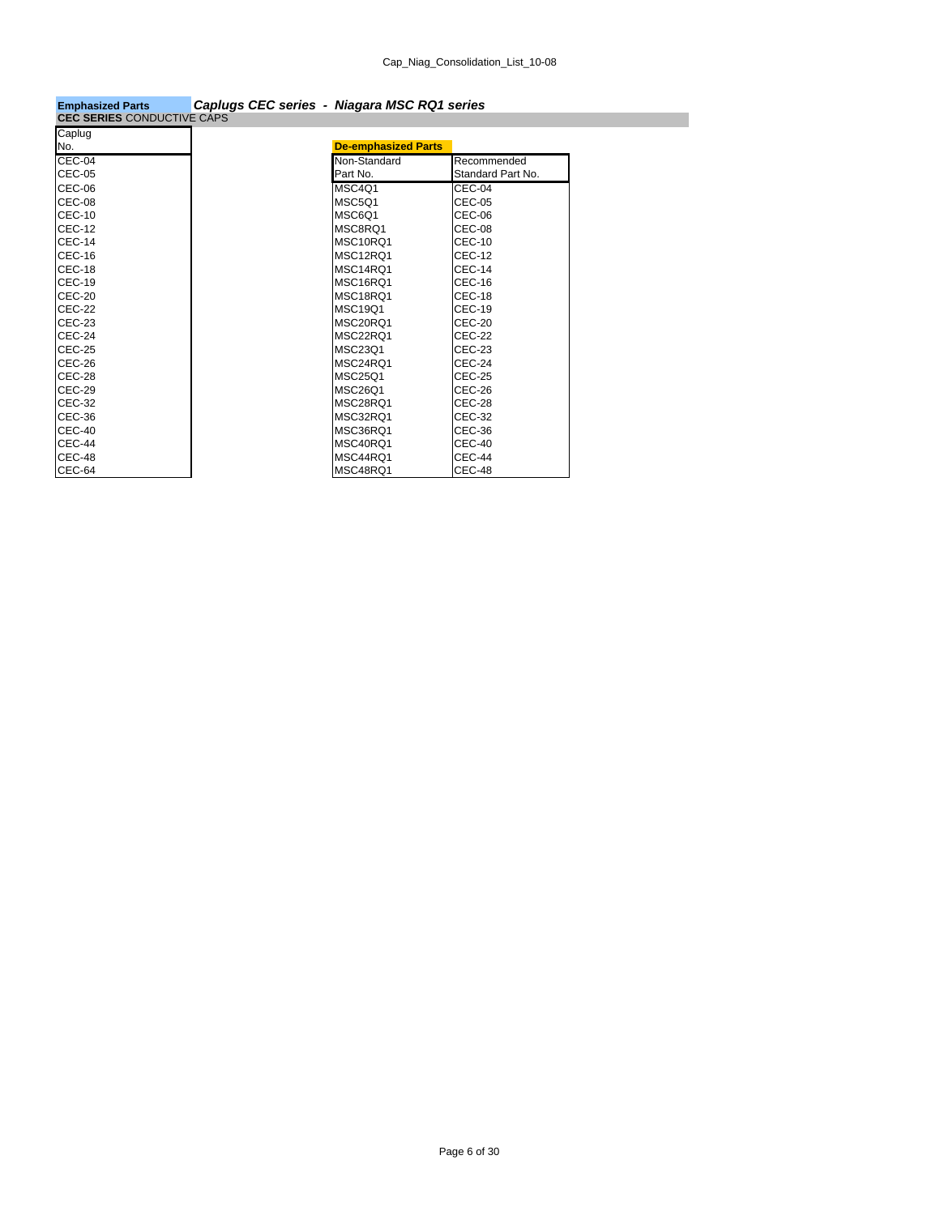**Emphasized Parts** ***Caplugs CEC series - Niagara MSC RQ1 series***

**CEC SERIES** CONDUCTIVE CAPS

| Caplug No. |
|---|
| CEC-04 |
| CEC-05 |
| CEC-06 |
| CEC-08 |
| CEC-10 |
| CEC-12 |
| CEC-14 |
| CEC-16 |
| CEC-18 |
| CEC-19 |
| CEC-20 |
| CEC-22 |
| CEC-23 |
| CEC-24 |
| CEC-25 |
| CEC-26 |
| CEC-28 |
| CEC-29 |
| CEC-32 |
| CEC-36 |
| CEC-40 |
| CEC-44 |
| CEC-48 |
| CEC-64 |

**De-emphasized Parts**

| Non-Standard Part No. | Recommended Standard Part No. |
|---|---|
| MSC4Q1 | CEC-04 |
| MSC5Q1 | CEC-05 |
| MSC6Q1 | CEC-06 |
| MSC8RQ1 | CEC-08 |
| MSC10RQ1 | CEC-10 |
| MSC12RQ1 | CEC-12 |
| MSC14RQ1 | CEC-14 |
| MSC16RQ1 | CEC-16 |
| MSC18RQ1 | CEC-18 |
| MSC19Q1 | CEC-19 |
| MSC20RQ1 | CEC-20 |
| MSC22RQ1 | CEC-22 |
| MSC23Q1 | CEC-23 |
| MSC24RQ1 | CEC-24 |
| MSC25Q1 | CEC-25 |
| MSC26Q1 | CEC-26 |
| MSC28RQ1 | CEC-28 |
| MSC32RQ1 | CEC-32 |
| MSC36RQ1 | CEC-36 |
| MSC40RQ1 | CEC-40 |
| MSC44RQ1 | CEC-44 |
| MSC48RQ1 | CEC-48 |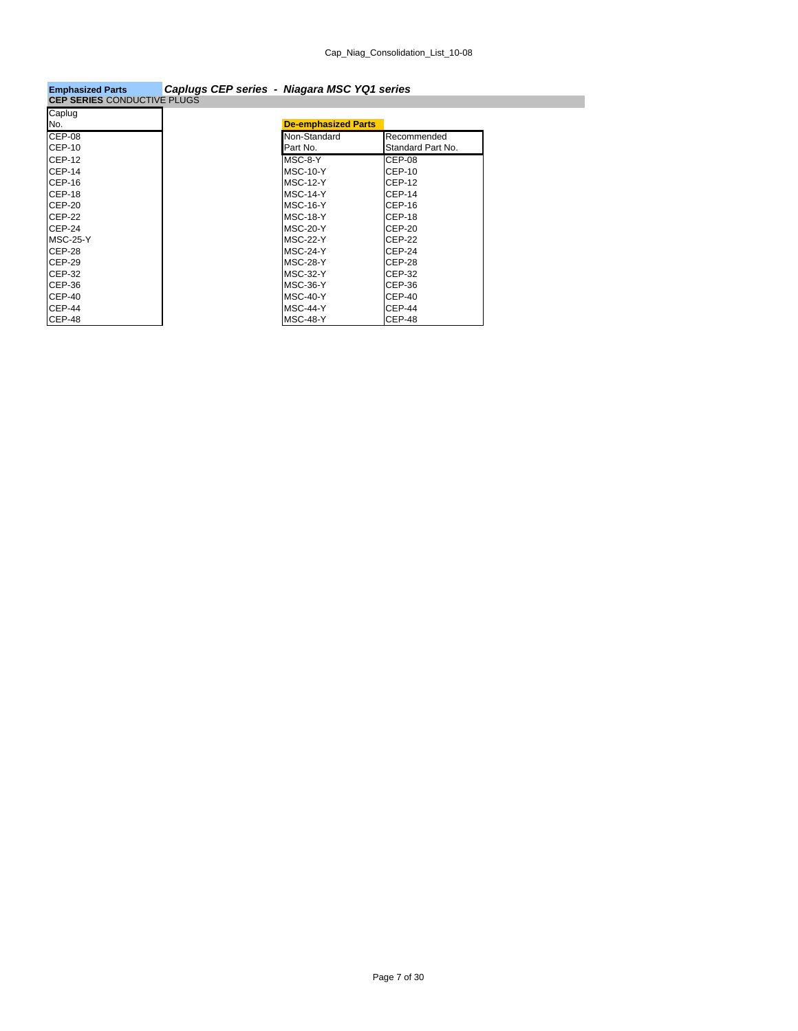**Emphasized Parts** ***Caplugs CEP series - Niagara MSC YQ1 series***

**CEP SERIES** CONDUCTIVE PLUGS

| Caplug No. |
|---|
| CEP-08 |
| CEP-10 |
| CEP-12 |
| CEP-14 |
| CEP-16 |
| CEP-18 |
| CEP-20 |
| CEP-22 |
| CEP-24 |
| MSC-25-Y |
| CEP-28 |
| CEP-29 |
| CEP-32 |
| CEP-36 |
| CEP-40 |
| CEP-44 |
| CEP-48 |

**De-emphasized Parts**

| Non-Standard Part No. | Recommended Standard Part No. |
|---|---|
| MSC-8-Y | CEP-08 |
| MSC-10-Y | CEP-10 |
| MSC-12-Y | CEP-12 |
| MSC-14-Y | CEP-14 |
| MSC-16-Y | CEP-16 |
| MSC-18-Y | CEP-18 |
| MSC-20-Y | CEP-20 |
| MSC-22-Y | CEP-22 |
| MSC-24-Y | CEP-24 |
| MSC-28-Y | CEP-28 |
| MSC-32-Y | CEP-32 |
| MSC-36-Y | CEP-36 |
| MSC-40-Y | CEP-40 |
| MSC-44-Y | CEP-44 |
| MSC-48-Y | CEP-48 |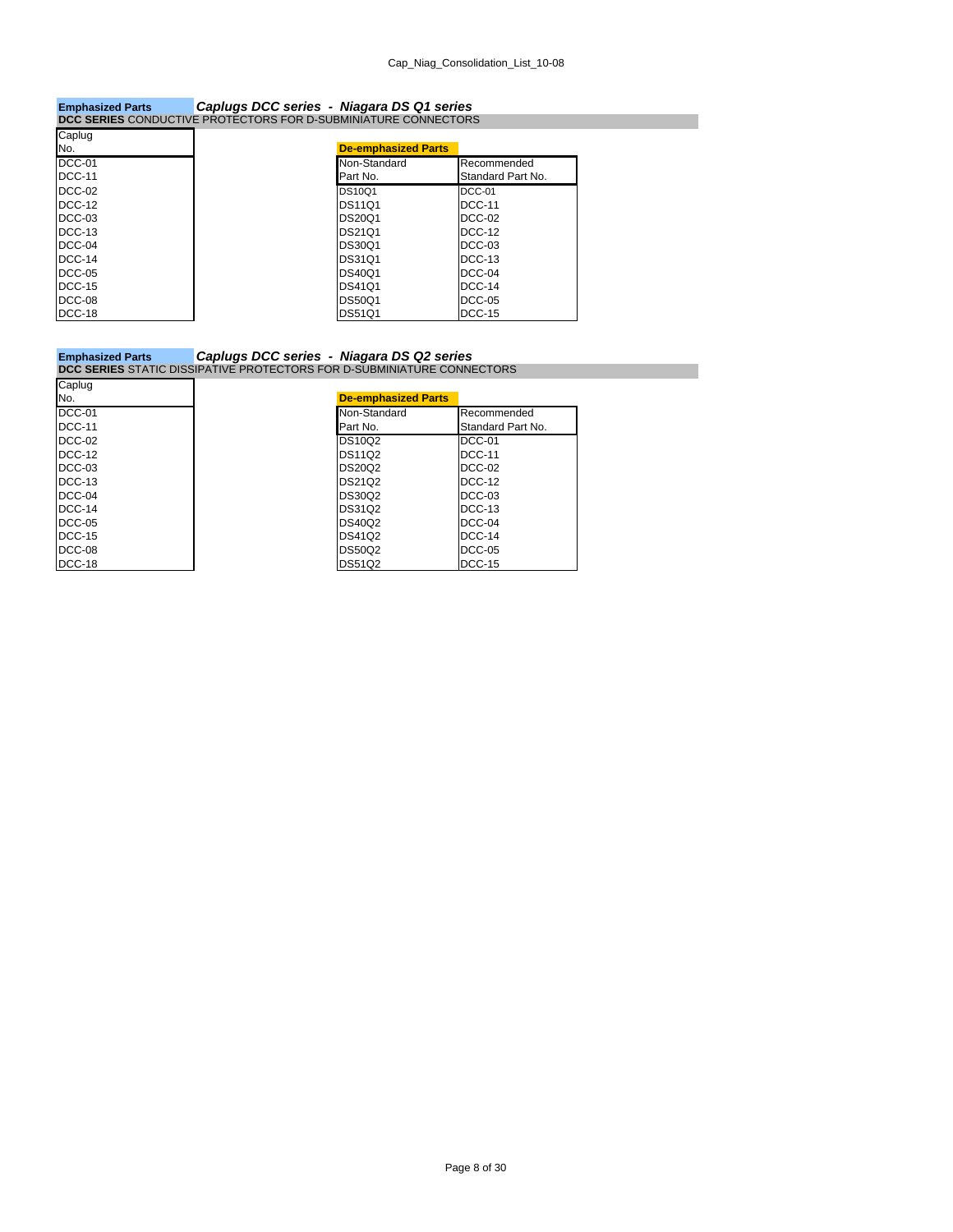**Emphasized Parts** ***Caplugs DCC series - Niagara DS Q1 series***

**DCC SERIES** CONDUCTIVE PROTECTORS FOR D-SUBMINIATURE CONNECTORS

| Caplug No. |
|---|
| DCC-01 |
| DCC-11 |
| DCC-02 |
| DCC-12 |
| DCC-03 |
| DCC-13 |
| DCC-04 |
| DCC-14 |
| DCC-05 |
| DCC-15 |
| DCC-08 |
| DCC-18 |

**De-emphasized Parts**

| Non-Standard Part No. | Recommended Standard Part No. |
|---|---|
| DS10Q1 | DCC-01 |
| DS11Q1 | DCC-11 |
| DS20Q1 | DCC-02 |
| DS21Q1 | DCC-12 |
| DS30Q1 | DCC-03 |
| DS31Q1 | DCC-13 |
| DS40Q1 | DCC-04 |
| DS41Q1 | DCC-14 |
| DS50Q1 | DCC-05 |
| DS51Q1 | DCC-15 |

**Emphasized Parts** ***Caplugs DCC series - Niagara DS Q2 series***

**DCC SERIES** STATIC DISSIPATIVE PROTECTORS FOR D-SUBMINIATURE CONNECTORS

| Caplug No. |
|---|
| DCC-01 |
| DCC-11 |
| DCC-02 |
| DCC-12 |
| DCC-03 |
| DCC-13 |
| DCC-04 |
| DCC-14 |
| DCC-05 |
| DCC-15 |
| DCC-08 |
| DCC-18 |

**De-emphasized Parts**

| Non-Standard Part No. | Recommended Standard Part No. |
|---|---|
| DS10Q2 | DCC-01 |
| DS11Q2 | DCC-11 |
| DS20Q2 | DCC-02 |
| DS21Q2 | DCC-12 |
| DS30Q2 | DCC-03 |
| DS31Q2 | DCC-13 |
| DS40Q2 | DCC-04 |
| DS41Q2 | DCC-14 |
| DS50Q2 | DCC-05 |
| DS51Q2 | DCC-15 |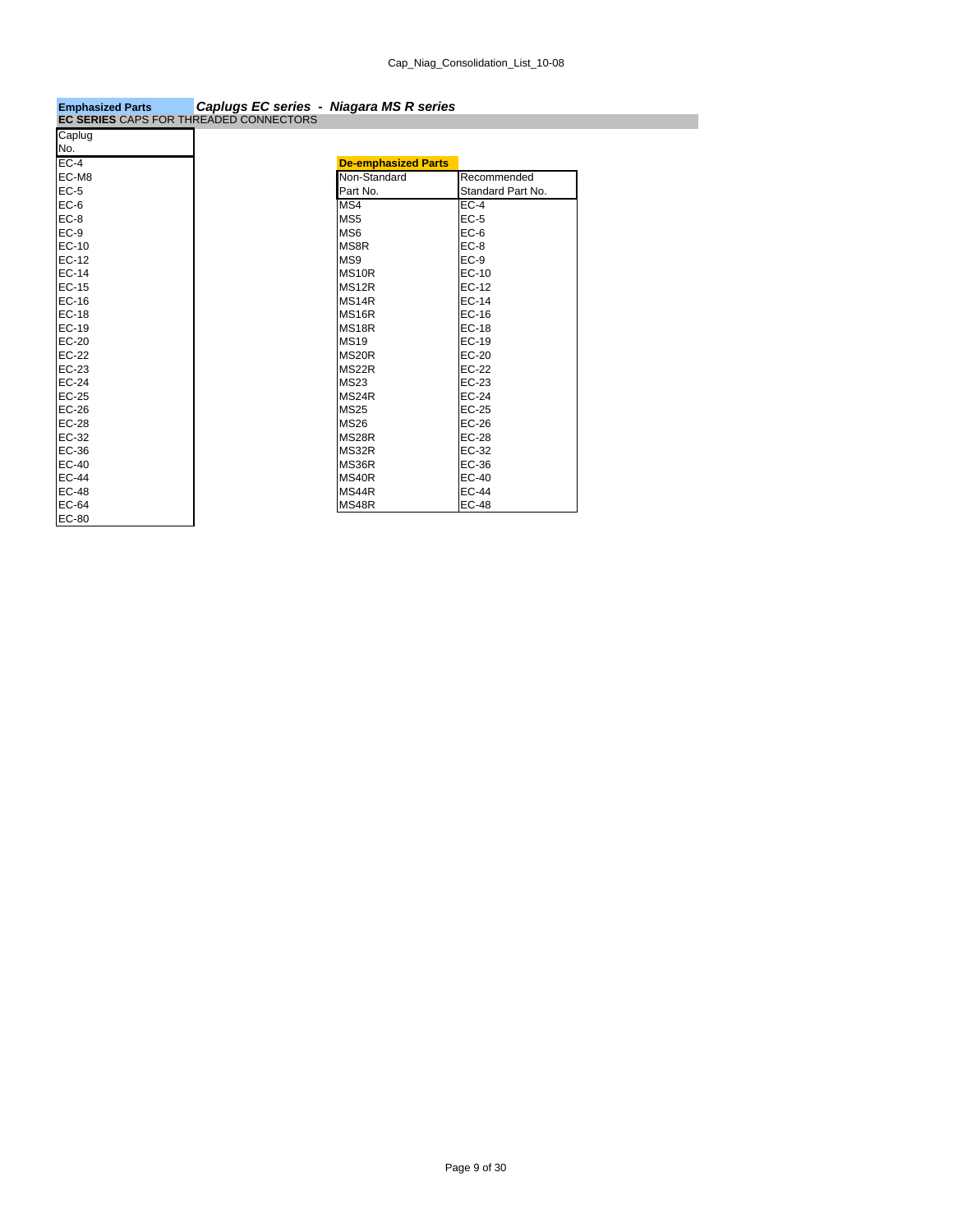**Emphasized Parts** ***Caplugs EC series - Niagara MS R series***

**EC SERIES** CAPS FOR THREADED CONNECTORS

| Caplug No. |
|---|
| EC-4 |
| EC-M8 |
| EC-5 |
| EC-6 |
| EC-8 |
| EC-9 |
| EC-10 |
| EC-12 |
| EC-14 |
| EC-15 |
| EC-16 |
| EC-18 |
| EC-19 |
| EC-20 |
| EC-22 |
| EC-23 |
| EC-24 |
| EC-25 |
| EC-26 |
| EC-28 |
| EC-32 |
| EC-36 |
| EC-40 |
| EC-44 |
| EC-48 |
| EC-64 |
| EC-80 |

**De-emphasized Parts**

| Non-Standard Part No. | Recommended Standard Part No. |
|---|---|
| MS4 | EC-4 |
| MS5 | EC-5 |
| MS6 | EC-6 |
| MS8R | EC-8 |
| MS9 | EC-9 |
| MS10R | EC-10 |
| MS12R | EC-12 |
| MS14R | EC-14 |
| MS16R | EC-16 |
| MS18R | EC-18 |
| MS19 | EC-19 |
| MS20R | EC-20 |
| MS22R | EC-22 |
| MS23 | EC-23 |
| MS24R | EC-24 |
| MS25 | EC-25 |
| MS26 | EC-26 |
| MS28R | EC-28 |
| MS32R | EC-32 |
| MS36R | EC-36 |
| MS40R | EC-40 |
| MS44R | EC-44 |
| MS48R | EC-48 |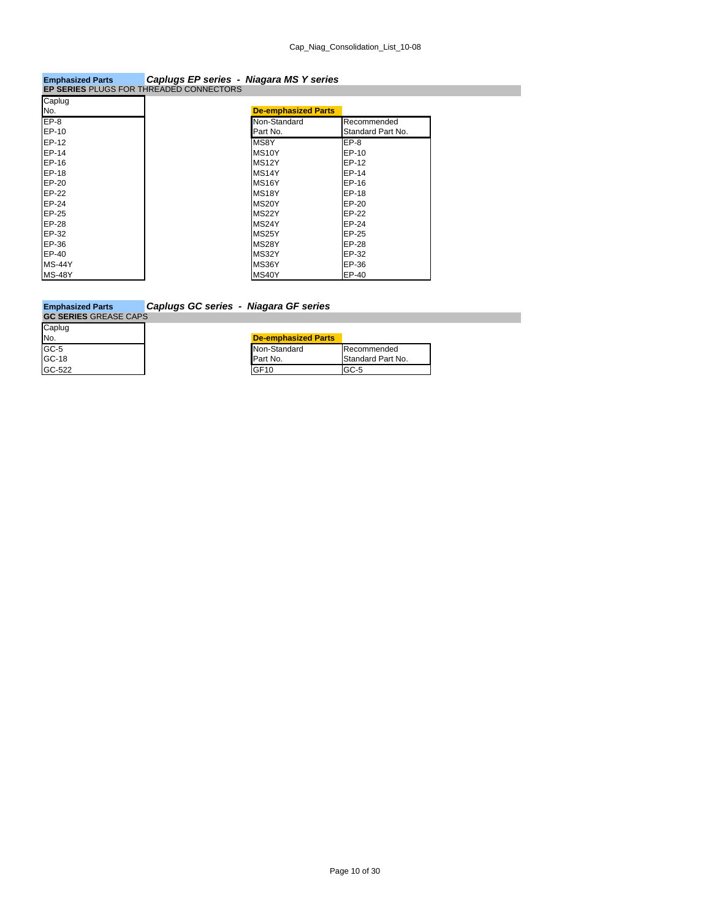**Emphasized Parts** ***Caplugs EP series - Niagara MS Y series***

**EP SERIES** PLUGS FOR THREADED CONNECTORS

| Caplug No. |
|---|
| EP-8 |
| EP-10 |
| EP-12 |
| EP-14 |
| EP-16 |
| EP-18 |
| EP-20 |
| EP-22 |
| EP-24 |
| EP-25 |
| EP-28 |
| EP-32 |
| EP-36 |
| EP-40 |
| MS-44Y |
| MS-48Y |

**De-emphasized Parts**

| Non-Standard Part No. | Recommended Standard Part No. |
|---|---|
| MS8Y | EP-8 |
| MS10Y | EP-10 |
| MS12Y | EP-12 |
| MS14Y | EP-14 |
| MS16Y | EP-16 |
| MS18Y | EP-18 |
| MS20Y | EP-20 |
| MS22Y | EP-22 |
| MS24Y | EP-24 |
| MS25Y | EP-25 |
| MS28Y | EP-28 |
| MS32Y | EP-32 |
| MS36Y | EP-36 |
| MS40Y | EP-40 |

**Emphasized Parts** ***Caplugs GC series - Niagara GF series***

**GC SERIES** GREASE CAPS

| Caplug No. |
|---|
| GC-5 |
| GC-18 |
| GC-522 |

**De-emphasized Parts**

| Non-Standard Part No. | Recommended Standard Part No. |
|---|---|
| GF10 | GC-5 |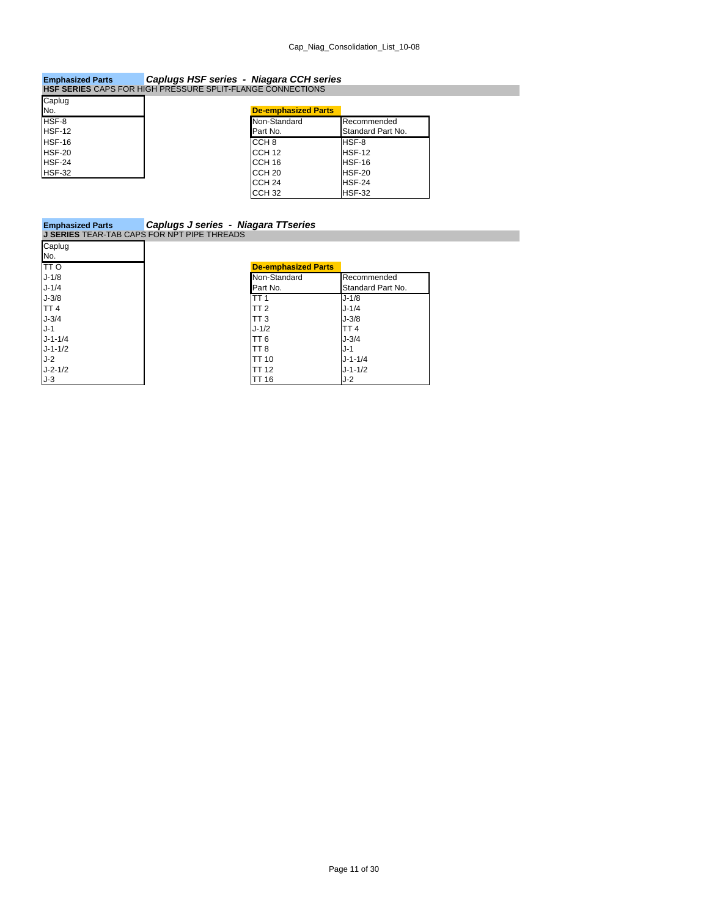**Emphasized Parts** ***Caplugs HSF series - Niagara CCH series***

**HSF SERIES** CAPS FOR HIGH PRESSURE SPLIT-FLANGE CONNECTIONS

| Caplug No. |
| --- |
| HSF-8 |
| HSF-12 |
| HSF-16 |
| HSF-20 |
| HSF-24 |
| HSF-32 |

**De-emphasized Parts**

| Non-Standard Part No. | Recommended Standard Part No. |
| --- | --- |
| CCH 8 | HSF-8 |
| CCH 12 | HSF-12 |
| CCH 16 | HSF-16 |
| CCH 20 | HSF-20 |
| CCH 24 | HSF-24 |
| CCH 32 | HSF-32 |

**Emphasized Parts** ***Caplugs J series - Niagara TTseries***

**J SERIES** TEAR-TAB CAPS FOR NPT PIPE THREADS

| Caplug No. |
| --- |
| TT O |
| J-1/8 |
| J-1/4 |
| J-3/8 |
| TT 4 |
| J-3/4 |
| J-1 |
| J-1-1/4 |
| J-1-1/2 |
| J-2 |
| J-2-1/2 |
| J-3 |

**De-emphasized Parts**

| Non-Standard Part No. | Recommended Standard Part No. |
| --- | --- |
| TT 1 | J-1/8 |
| TT 2 | J-1/4 |
| TT 3 | J-3/8 |
| J-1/2 | TT 4 |
| TT 6 | J-3/4 |
| TT 8 | J-1 |
| TT 10 | J-1-1/4 |
| TT 12 | J-1-1/2 |
| TT 16 | J-2 |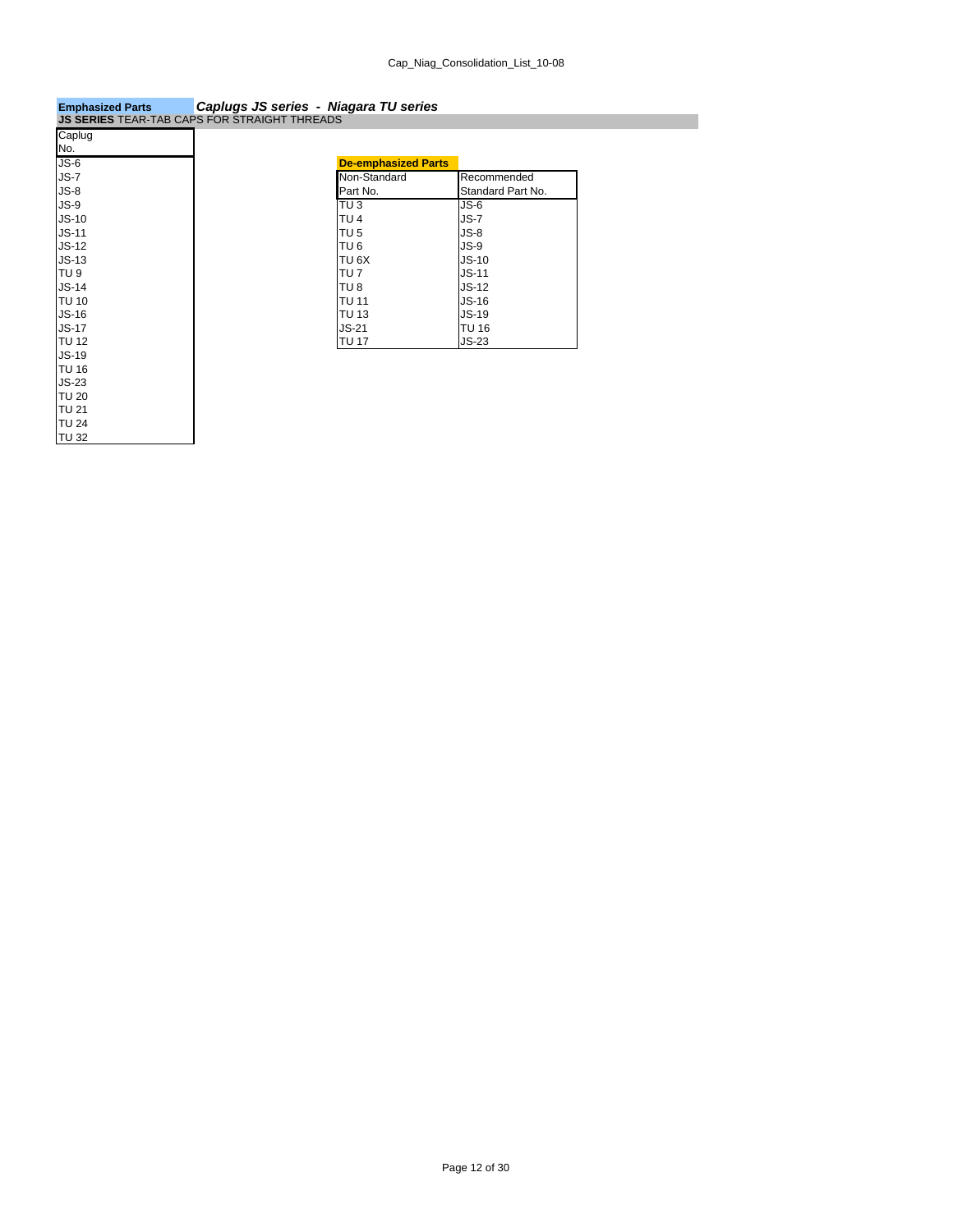**Emphasized Parts** ***Caplugs JS series - Niagara TU series***

**JS SERIES** TEAR-TAB CAPS FOR STRAIGHT THREADS

| Caplug No. |
|---|
| JS-6 |
| JS-7 |
| JS-8 |
| JS-9 |
| JS-10 |
| JS-11 |
| JS-12 |
| JS-13 |
| TU 9 |
| JS-14 |
| TU 10 |
| JS-16 |
| JS-17 |
| TU 12 |
| JS-19 |
| TU 16 |
| JS-23 |
| TU 20 |
| TU 21 |
| TU 24 |
| TU 32 |

**De-emphasized Parts**

| Non-Standard Part No. | Recommended Standard Part No. |
|---|---|
| TU 3 | JS-6 |
| TU 4 | JS-7 |
| TU 5 | JS-8 |
| TU 6 | JS-9 |
| TU 6X | JS-10 |
| TU 7 | JS-11 |
| TU 8 | JS-12 |
| TU 11 | JS-16 |
| TU 13 | JS-19 |
| JS-21 | TU 16 |
| TU 17 | JS-23 |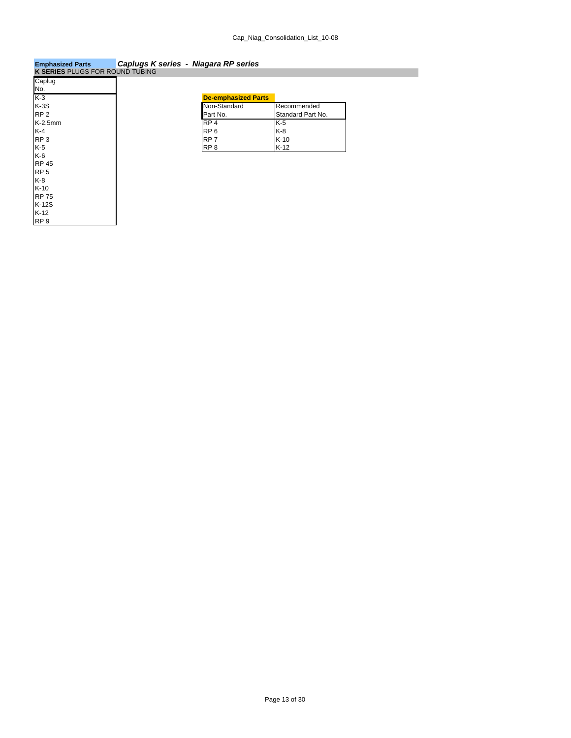**Emphasized Parts** ***Caplugs K series - Niagara RP series***

**K SERIES** PLUGS FOR ROUND TUBING

| Caplug No. |
|---|
| K-3 |
| K-3S |
| RP 2 |
| K-2.5mm |
| K-4 |
| RP 3 |
| K-5 |
| K-6 |
| RP 45 |
| RP 5 |
| K-8 |
| K-10 |
| RP 75 |
| K-12S |
| K-12 |
| RP 9 |

**De-emphasized Parts**

| Non-Standard Part No. | Recommended Standard Part No. |
|---|---|
| RP 4 | K-5 |
| RP 6 | K-8 |
| RP 7 | K-10 |
| RP 8 | K-12 |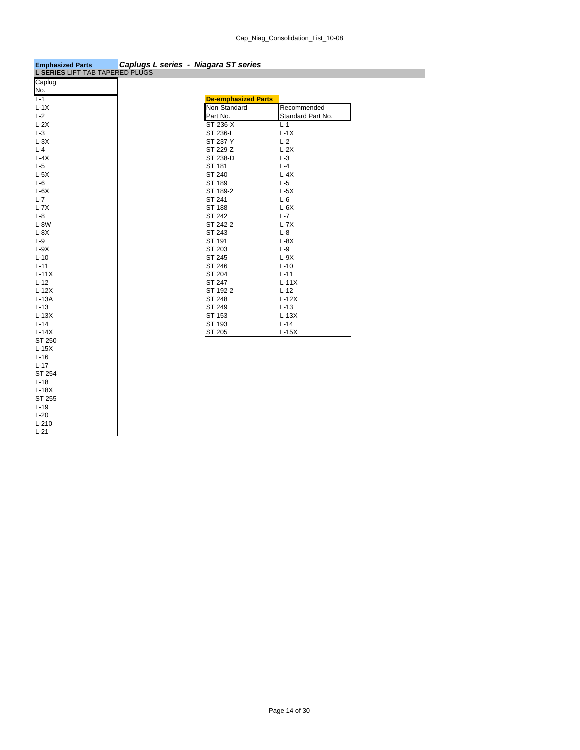**Emphasized Parts** ***Caplugs L series - Niagara ST series***

**L SERIES** LIFT-TAB TAPERED PLUGS

| Caplug No. |
|---|
| L-1 |
| L-1X |
| L-2 |
| L-2X |
| L-3 |
| L-3X |
| L-4 |
| L-4X |
| L-5 |
| L-5X |
| L-6 |
| L-6X |
| L-7 |
| L-7X |
| L-8 |
| L-8W |
| L-8X |
| L-9 |
| L-9X |
| L-10 |
| L-11 |
| L-11X |
| L-12 |
| L-12X |
| L-13A |
| L-13 |
| L-13X |
| L-14 |
| L-14X |
| ST 250 |
| L-15X |
| L-16 |
| L-17 |
| ST 254 |
| L-18 |
| L-18X |
| ST 255 |
| L-19 |
| L-20 |
| L-210 |
| L-21 |

**De-emphasized Parts**

| Non-Standard Part No. | Recommended Standard Part No. |
|---|---|
| ST-236-X | L-1 |
| ST 236-L | L-1X |
| ST 237-Y | L-2 |
| ST 229-Z | L-2X |
| ST 238-D | L-3 |
| ST 181 | L-4 |
| ST 240 | L-4X |
| ST 189 | L-5 |
| ST 189-2 | L-5X |
| ST 241 | L-6 |
| ST 188 | L-6X |
| ST 242 | L-7 |
| ST 242-2 | L-7X |
| ST 243 | L-8 |
| ST 191 | L-8X |
| ST 203 | L-9 |
| ST 245 | L-9X |
| ST 246 | L-10 |
| ST 204 | L-11 |
| ST 247 | L-11X |
| ST 192-2 | L-12 |
| ST 248 | L-12X |
| ST 249 | L-13 |
| ST 153 | L-13X |
| ST 193 | L-14 |
| ST 205 | L-15X |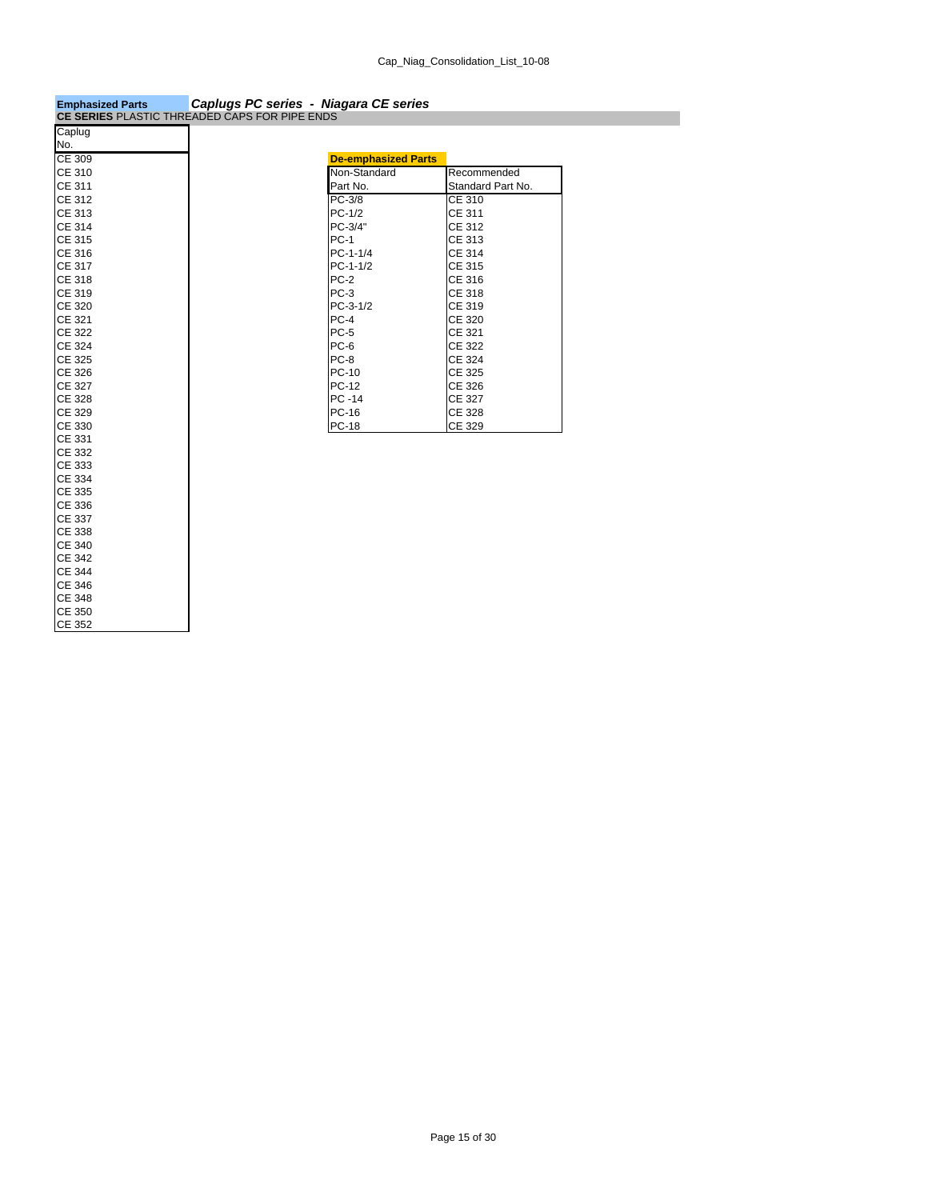**Emphasized Parts** ***Caplugs PC series - Niagara CE series***

**CE SERIES** PLASTIC THREADED CAPS FOR PIPE ENDS

| Caplug No. |
|---|
| CE 309 |
| CE 310 |
| CE 311 |
| CE 312 |
| CE 313 |
| CE 314 |
| CE 315 |
| CE 316 |
| CE 317 |
| CE 318 |
| CE 319 |
| CE 320 |
| CE 321 |
| CE 322 |
| CE 324 |
| CE 325 |
| CE 326 |
| CE 327 |
| CE 328 |
| CE 329 |
| CE 330 |
| CE 331 |
| CE 332 |
| CE 333 |
| CE 334 |
| CE 335 |
| CE 336 |
| CE 337 |
| CE 338 |
| CE 340 |
| CE 342 |
| CE 344 |
| CE 346 |
| CE 348 |
| CE 350 |
| CE 352 |

**De-emphasized Parts**

| Non-Standard Part No. | Recommended Standard Part No. |
|---|---|
| PC-3/8 | CE 310 |
| PC-1/2 | CE 311 |
| PC-3/4" | CE 312 |
| PC-1 | CE 313 |
| PC-1-1/4 | CE 314 |
| PC-1-1/2 | CE 315 |
| PC-2 | CE 316 |
| PC-3 | CE 318 |
| PC-3-1/2 | CE 319 |
| PC-4 | CE 320 |
| PC-5 | CE 321 |
| PC-6 | CE 322 |
| PC-8 | CE 324 |
| PC-10 | CE 325 |
| PC-12 | CE 326 |
| PC -14 | CE 327 |
| PC-16 | CE 328 |
| PC-18 | CE 329 |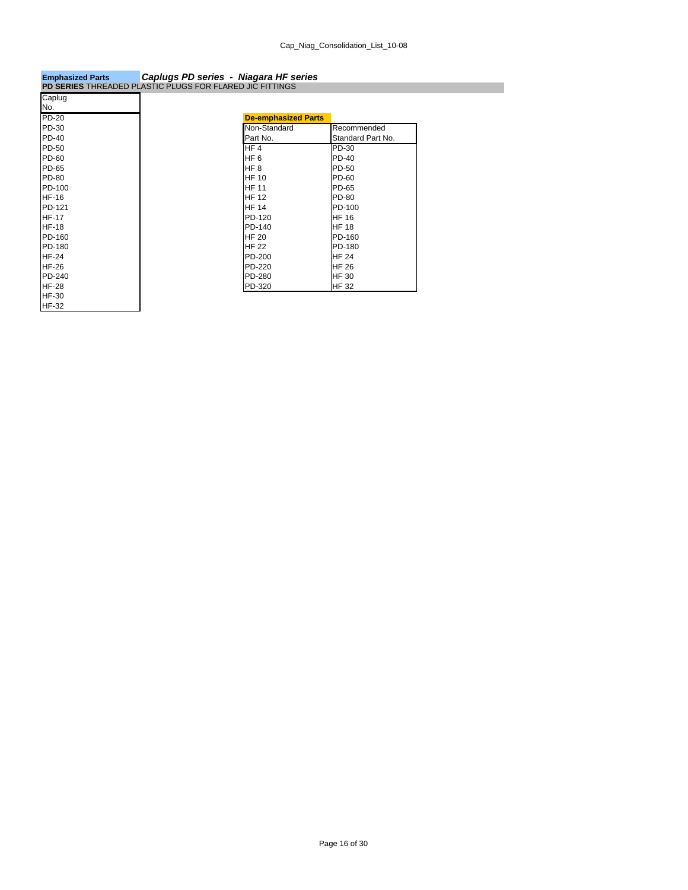**Emphasized Parts** ***Caplugs PD series - Niagara HF series***

**PD SERIES** THREADED PLASTIC PLUGS FOR FLARED JIC FITTINGS

| Caplug No. |
|---|
| PD-20 |
| PD-30 |
| PD-40 |
| PD-50 |
| PD-60 |
| PD-65 |
| PD-80 |
| PD-100 |
| HF-16 |
| PD-121 |
| HF-17 |
| HF-18 |
| PD-160 |
| PD-180 |
| HF-24 |
| HF-26 |
| PD-240 |
| HF-28 |
| HF-30 |
| HF-32 |

**De-emphasized Parts**

| Non-Standard Part No. | Recommended Standard Part No. |
|---|---|
| HF 4 | PD-30 |
| HF 6 | PD-40 |
| HF 8 | PD-50 |
| HF 10 | PD-60 |
| HF 11 | PD-65 |
| HF 12 | PD-80 |
| HF 14 | PD-100 |
| PD-120 | HF 16 |
| PD-140 | HF 18 |
| HF 20 | PD-160 |
| HF 22 | PD-180 |
| PD-200 | HF 24 |
| PD-220 | HF 26 |
| PD-280 | HF 30 |
| PD-320 | HF 32 |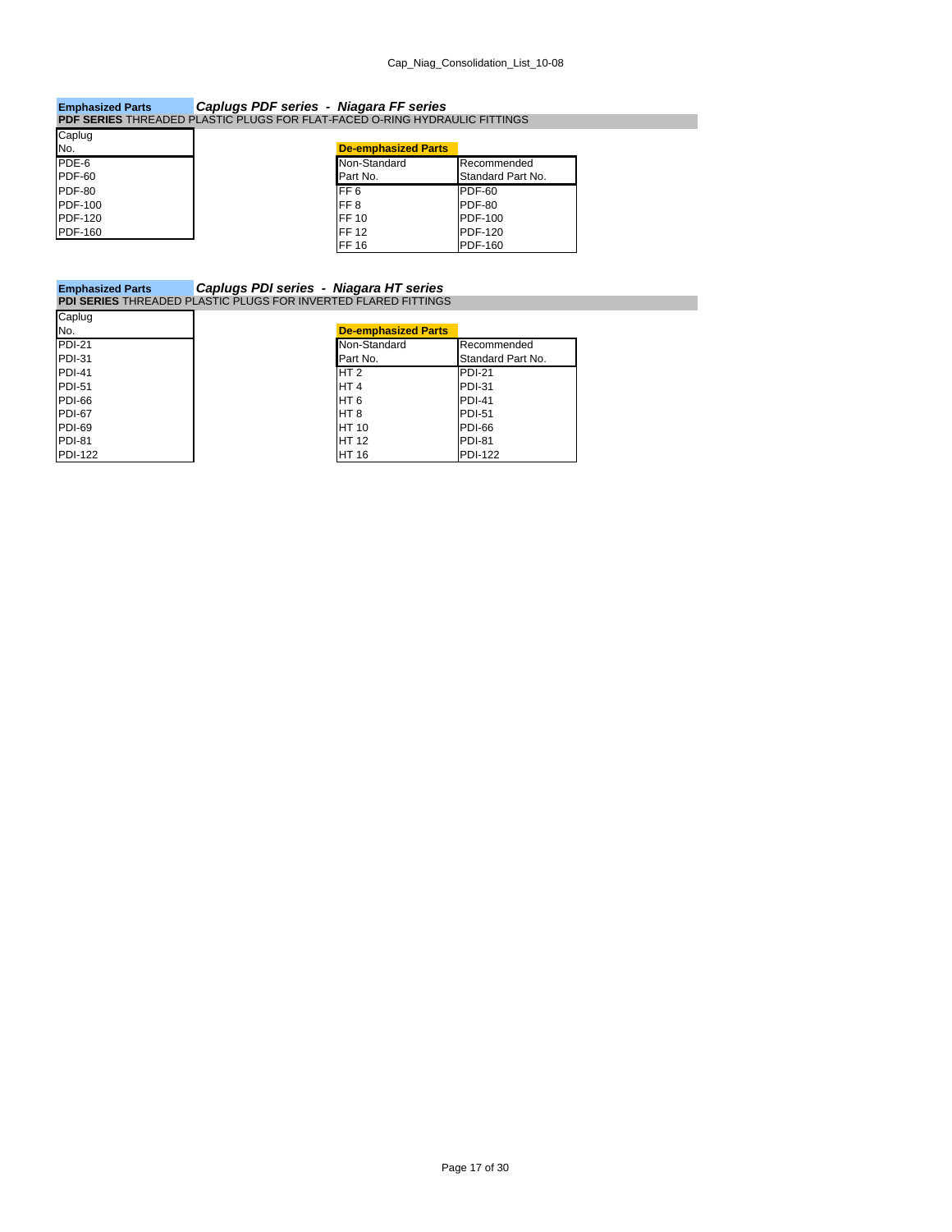**Emphasized Parts** ***Caplugs PDF series - Niagara FF series***

**PDF SERIES** THREADED PLASTIC PLUGS FOR FLAT-FACED O-RING HYDRAULIC FITTINGS

| Caplug No. |
|---|
| PDE-6 |
| PDF-60 |
| PDF-80 |
| PDF-100 |
| PDF-120 |
| PDF-160 |

**De-emphasized Parts**

| Non-Standard Part No. | Recommended Standard Part No. |
|---|---|
| FF 6 | PDF-60 |
| FF 8 | PDF-80 |
| FF 10 | PDF-100 |
| FF 12 | PDF-120 |
| FF 16 | PDF-160 |

**Emphasized Parts** ***Caplugs PDI series - Niagara HT series***

**PDI SERIES** THREADED PLASTIC PLUGS FOR INVERTED FLARED FITTINGS

| Caplug No. |
|---|
| PDI-21 |
| PDI-31 |
| PDI-41 |
| PDI-51 |
| PDI-66 |
| PDI-67 |
| PDI-69 |
| PDI-81 |
| PDI-122 |

**De-emphasized Parts**

| Non-Standard Part No. | Recommended Standard Part No. |
|---|---|
| HT 2 | PDI-21 |
| HT 4 | PDI-31 |
| HT 6 | PDI-41 |
| HT 8 | PDI-51 |
| HT 10 | PDI-66 |
| HT 12 | PDI-81 |
| HT 16 | PDI-122 |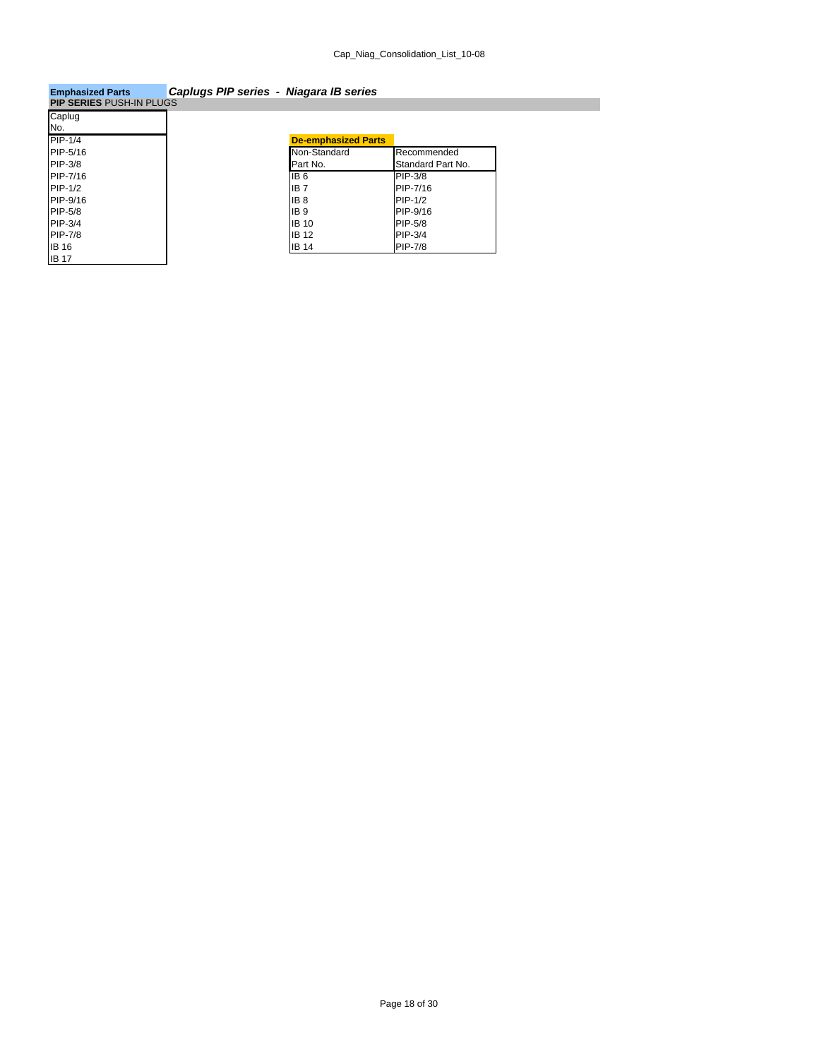**Emphasized Parts** ***Caplugs PIP series - Niagara IB series***

**PIP SERIES** PUSH-IN PLUGS

| Caplug No. |
|---|
| PIP-1/4 |
| PIP-5/16 |
| PIP-3/8 |
| PIP-7/16 |
| PIP-1/2 |
| PIP-9/16 |
| PIP-5/8 |
| PIP-3/4 |
| PIP-7/8 |
| IB 16 |
| IB 17 |

**De-emphasized Parts**

| Non-Standard Part No. | Recommended Standard Part No. |
|---|---|
| IB 6 | PIP-3/8 |
| IB 7 | PIP-7/16 |
| IB 8 | PIP-1/2 |
| IB 9 | PIP-9/16 |
| IB 10 | PIP-5/8 |
| IB 12 | PIP-3/4 |
| IB 14 | PIP-7/8 |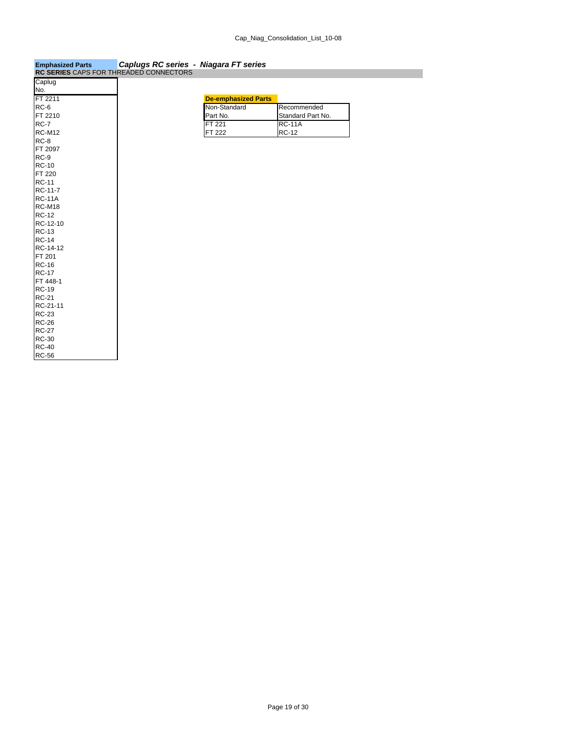**Emphasized Parts** *Caplugs RC series - Niagara FT series*

**RC SERIES** CAPS FOR THREADED CONNECTORS

| Caplug No. |
|---|
| FT 2211 |
| RC-6 |
| FT 2210 |
| RC-7 |
| RC-M12 |
| RC-8 |
| FT 2097 |
| RC-9 |
| RC-10 |
| FT 220 |
| RC-11 |
| RC-11-7 |
| RC-11A |
| RC-M18 |
| RC-12 |
| RC-12-10 |
| RC-13 |
| RC-14 |
| RC-14-12 |
| FT 201 |
| RC-16 |
| RC-17 |
| FT 448-1 |
| RC-19 |
| RC-21 |
| RC-21-11 |
| RC-23 |
| RC-26 |
| RC-27 |
| RC-30 |
| RC-40 |
| RC-56 |

**De-emphasized Parts**

| Non-Standard Part No. | Recommended Standard Part No. |
|---|---|
| FT 221 | RC-11A |
| FT 222 | RC-12 |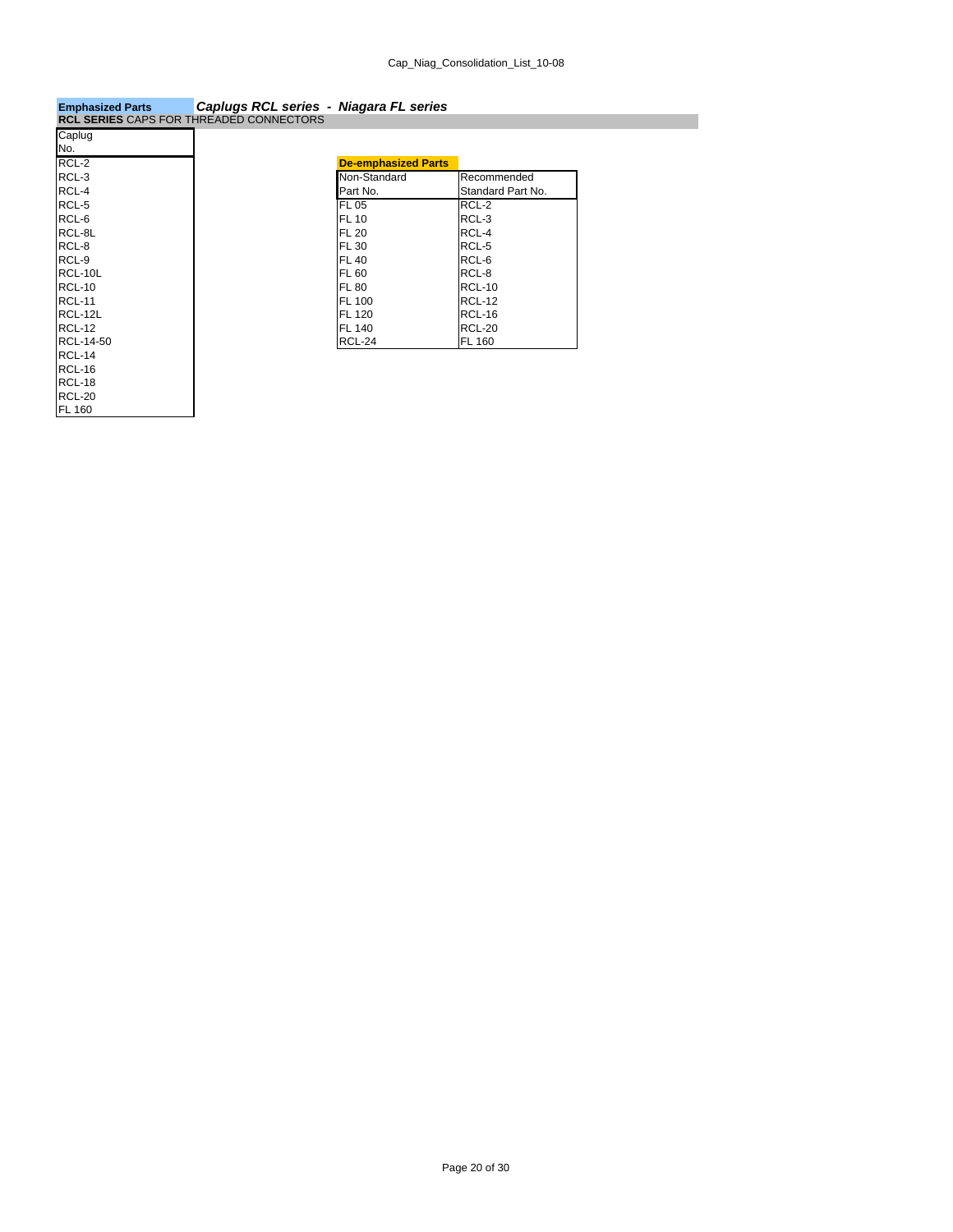**Emphasized Parts** ***Caplugs RCL series - Niagara FL series***

**RCL SERIES** CAPS FOR THREADED CONNECTORS

| Caplug No. |
|---|
| RCL-2 |
| RCL-3 |
| RCL-4 |
| RCL-5 |
| RCL-6 |
| RCL-8L |
| RCL-8 |
| RCL-9 |
| RCL-10L |
| RCL-10 |
| RCL-11 |
| RCL-12L |
| RCL-12 |
| RCL-14-50 |
| RCL-14 |
| RCL-16 |
| RCL-18 |
| RCL-20 |
| FL 160 |

**De-emphasized Parts**

| Non-Standard Part No. | Recommended Standard Part No. |
|---|---|
| FL 05 | RCL-2 |
| FL 10 | RCL-3 |
| FL 20 | RCL-4 |
| FL 30 | RCL-5 |
| FL 40 | RCL-6 |
| FL 60 | RCL-8 |
| FL 80 | RCL-10 |
| FL 100 | RCL-12 |
| FL 120 | RCL-16 |
| FL 140 | RCL-20 |
| RCL-24 | FL 160 |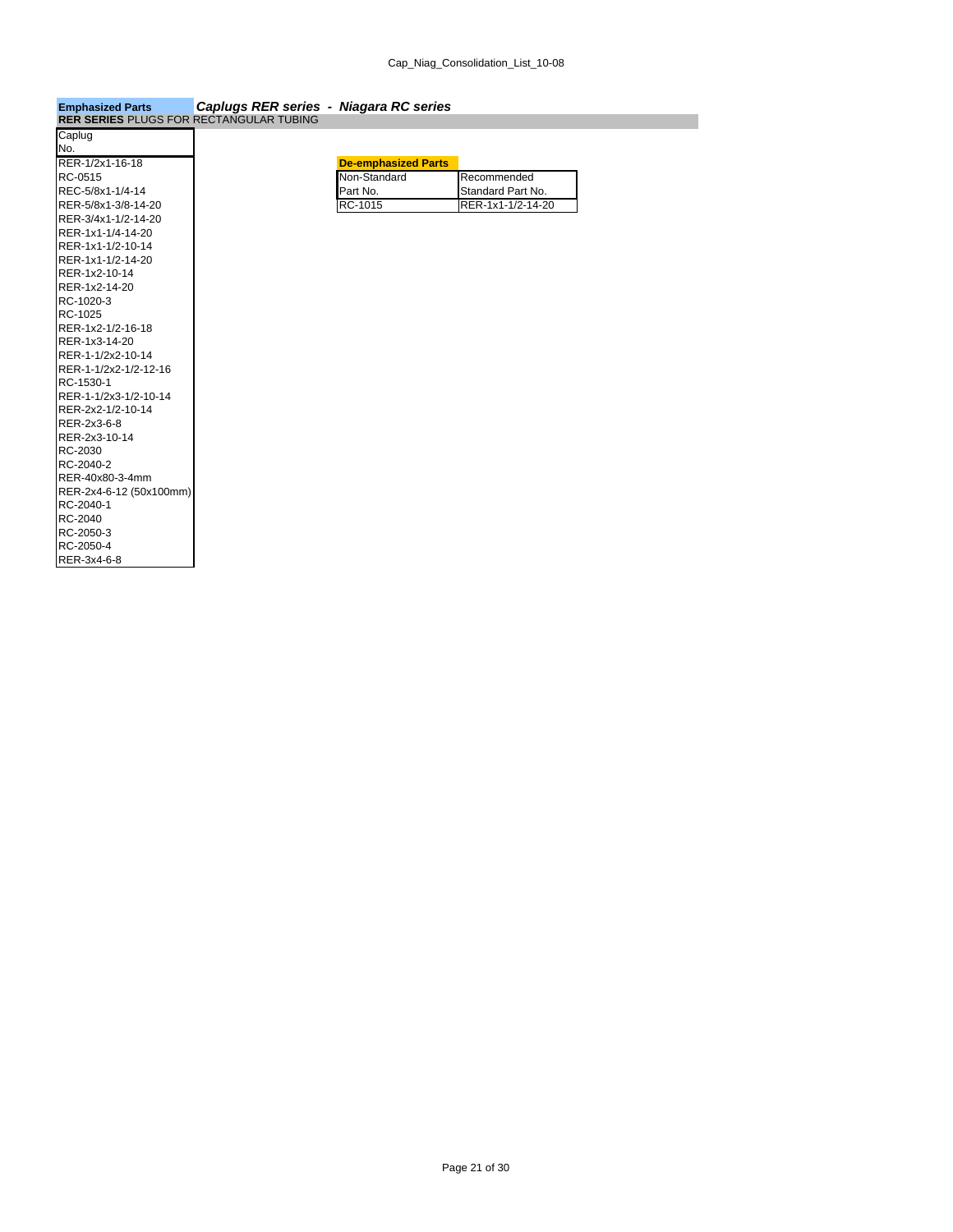**Emphasized Parts** ***Caplugs RER series - Niagara RC series***

**RER SERIES** PLUGS FOR RECTANGULAR TUBING

| Caplug No. |
|---|
| RER-1/2x1-16-18 |
| RC-0515 |
| REC-5/8x1-1/4-14 |
| RER-5/8x1-3/8-14-20 |
| RER-3/4x1-1/2-14-20 |
| RER-1x1-1/4-14-20 |
| RER-1x1-1/2-10-14 |
| RER-1x1-1/2-14-20 |
| RER-1x2-10-14 |
| RER-1x2-14-20 |
| RC-1020-3 |
| RC-1025 |
| RER-1x2-1/2-16-18 |
| RER-1x3-14-20 |
| RER-1-1/2x2-10-14 |
| RER-1-1/2x2-1/2-12-16 |
| RC-1530-1 |
| RER-1-1/2x3-1/2-10-14 |
| RER-2x2-1/2-10-14 |
| RER-2x3-6-8 |
| RER-2x3-10-14 |
| RC-2030 |
| RC-2040-2 |
| RER-40x80-3-4mm |
| RER-2x4-6-12 (50x100mm) |
| RC-2040-1 |
| RC-2040 |
| RC-2050-3 |
| RC-2050-4 |
| RER-3x4-6-8 |

**De-emphasized Parts**

| Non-Standard Part No. | Recommended Standard Part No. |
|---|---|
| RC-1015 | RER-1x1-1/2-14-20 |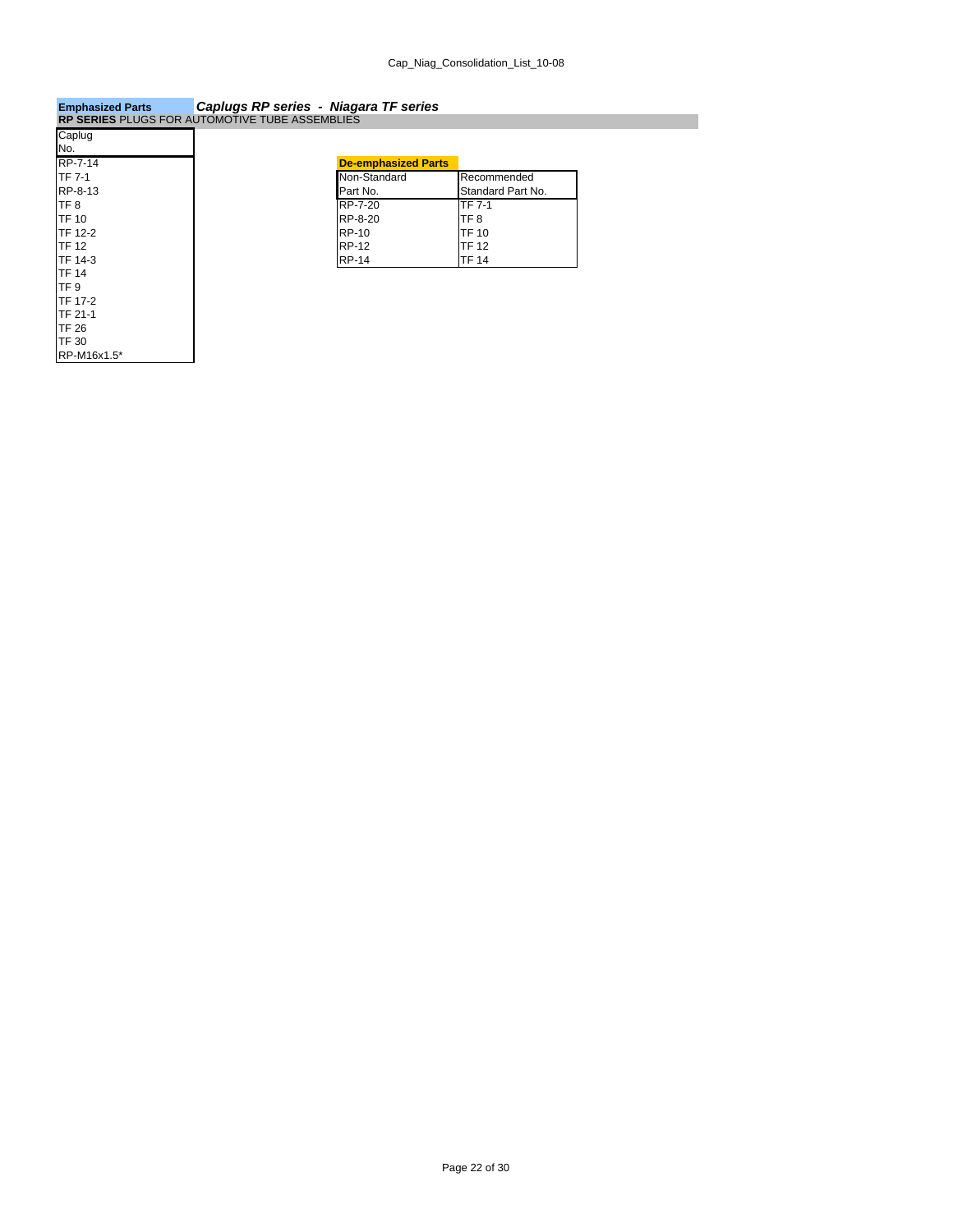**Emphasized Parts** ***Caplugs RP series - Niagara TF series***

**RP SERIES** PLUGS FOR AUTOMOTIVE TUBE ASSEMBLIES

| Caplug No. |
|---|
| RP-7-14 |
| TF 7-1 |
| RP-8-13 |
| TF 8 |
| TF 10 |
| TF 12-2 |
| TF 12 |
| TF 14-3 |
| TF 14 |
| TF 9 |
| TF 17-2 |
| TF 21-1 |
| TF 26 |
| TF 30 |
| RP-M16x1.5* |

**De-emphasized Parts**

| Non-Standard Part No. | Recommended Standard Part No. |
|---|---|
| RP-7-20 | TF 7-1 |
| RP-8-20 | TF 8 |
| RP-10 | TF 10 |
| RP-12 | TF 12 |
| RP-14 | TF 14 |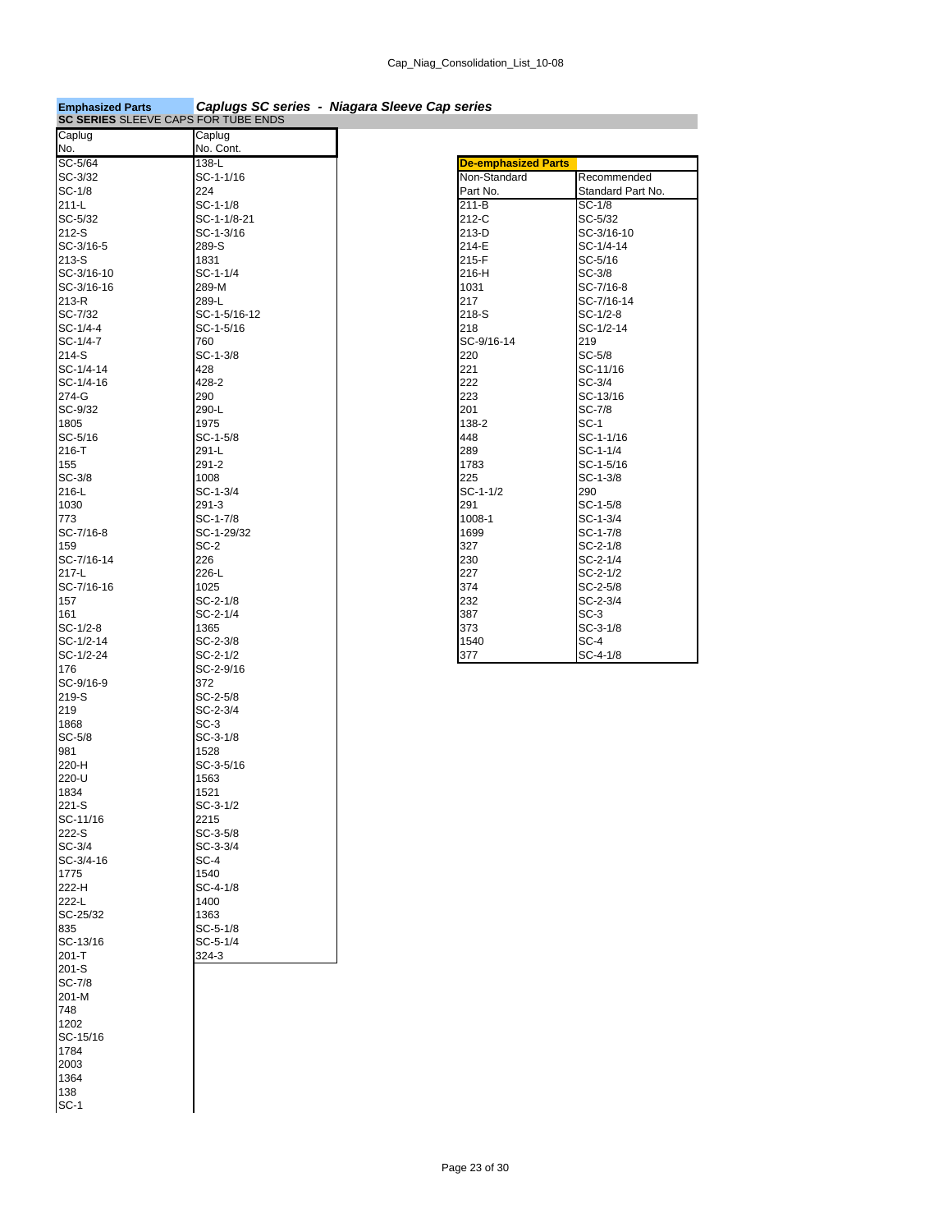**Emphasized Parts** ***Caplugs SC series - Niagara Sleeve Cap series***

**SC SERIES** SLEEVE CAPS FOR TUBE ENDS

| Caplug No. | Caplug No. Cont. |
|---|---|
| SC-5/64 | 138-L |
| SC-3/32 | SC-1-1/16 |
| SC-1/8 | 224 |
| 211-L | SC-1-1/8 |
| SC-5/32 | SC-1-1/8-21 |
| 212-S | SC-1-3/16 |
| SC-3/16-5 | 289-S |
| 213-S | 1831 |
| SC-3/16-10 | SC-1-1/4 |
| SC-3/16-16 | 289-M |
| 213-R | 289-L |
| SC-7/32 | SC-1-5/16-12 |
| SC-1/4-4 | SC-1-5/16 |
| SC-1/4-7 | 760 |
| 214-S | SC-1-3/8 |
| SC-1/4-14 | 428 |
| SC-1/4-16 | 428-2 |
| 274-G | 290 |
| SC-9/32 | 290-L |
| 1805 | 1975 |
| SC-5/16 | SC-1-5/8 |
| 216-T | 291-L |
| 155 | 291-2 |
| SC-3/8 | 1008 |
| 216-L | SC-1-3/4 |
| 1030 | 291-3 |
| 773 | SC-1-7/8 |
| SC-7/16-8 | SC-1-29/32 |
| 159 | SC-2 |
| SC-7/16-14 | 226 |
| 217-L | 226-L |
| SC-7/16-16 | 1025 |
| 157 | SC-2-1/8 |
| 161 | SC-2-1/4 |
| SC-1/2-8 | 1365 |
| SC-1/2-14 | SC-2-3/8 |
| SC-1/2-24 | SC-2-1/2 |
| 176 | SC-2-9/16 |
| SC-9/16-9 | 372 |
| 219-S | SC-2-5/8 |
| 219 | SC-2-3/4 |
| 1868 | SC-3 |
| SC-5/8 | SC-3-1/8 |
| 981 | 1528 |
| 220-H | SC-3-5/16 |
| 220-U | 1563 |
| 1834 | 1521 |
| 221-S | SC-3-1/2 |
| SC-11/16 | 2215 |
| 222-S | SC-3-5/8 |
| SC-3/4 | SC-3-3/4 |
| SC-3/4-16 | SC-4 |
| 1775 | 1540 |
| 222-H | SC-4-1/8 |
| 222-L | 1400 |
| SC-25/32 | 1363 |
| 835 | SC-5-1/8 |
| SC-13/16 | SC-5-1/4 |
| 201-T | 324-3 |
| 201-S | |
| SC-7/8 | |
| 201-M | |
| 748 | |
| 1202 | |
| SC-15/16 | |
| 1784 | |
| 2003 | |
| 1364 | |
| 138 | |
| SC-1 | |

**De-emphasized Parts**

| Non-Standard Part No. | Recommended Standard Part No. |
|---|---|
| 211-B | SC-1/8 |
| 212-C | SC-5/32 |
| 213-D | SC-3/16-10 |
| 214-E | SC-1/4-14 |
| 215-F | SC-5/16 |
| 216-H | SC-3/8 |
| 1031 | SC-7/16-8 |
| 217 | SC-7/16-14 |
| 218-S | SC-1/2-8 |
| 218 | SC-1/2-14 |
| SC-9/16-14 | 219 |
| 220 | SC-5/8 |
| 221 | SC-11/16 |
| 222 | SC-3/4 |
| 223 | SC-13/16 |
| 201 | SC-7/8 |
| 138-2 | SC-1 |
| 448 | SC-1-1/16 |
| 289 | SC-1-1/4 |
| 1783 | SC-1-5/16 |
| 225 | SC-1-3/8 |
| SC-1-1/2 | 290 |
| 291 | SC-1-5/8 |
| 1008-1 | SC-1-3/4 |
| 1699 | SC-1-7/8 |
| 327 | SC-2-1/8 |
| 230 | SC-2-1/4 |
| 227 | SC-2-1/2 |
| 374 | SC-2-5/8 |
| 232 | SC-2-3/4 |
| 387 | SC-3 |
| 373 | SC-3-1/8 |
| 1540 | SC-4 |
| 377 | SC-4-1/8 |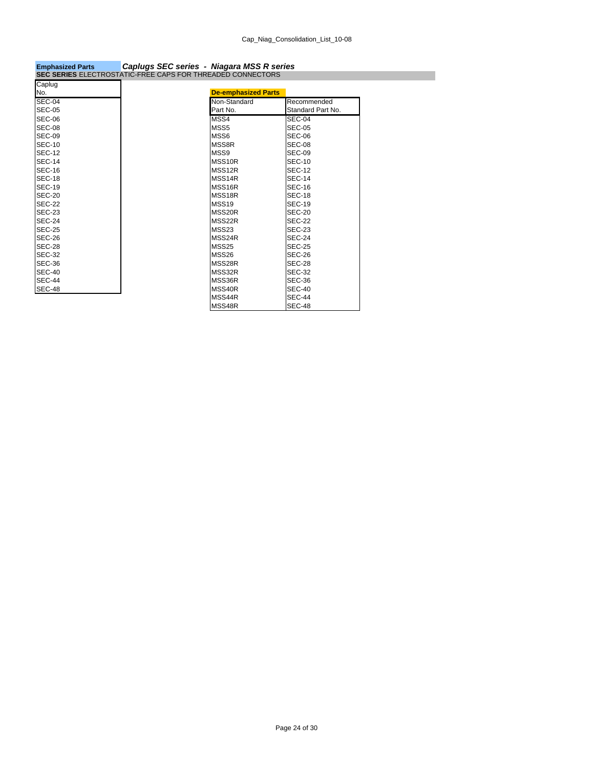**Emphasized Parts** ***Caplugs SEC series - Niagara MSS R series***

**SEC SERIES** ELECTROSTATIC-FREE CAPS FOR THREADED CONNECTORS

| Caplug No. |
|---|
| SEC-04 |
| SEC-05 |
| SEC-06 |
| SEC-08 |
| SEC-09 |
| SEC-10 |
| SEC-12 |
| SEC-14 |
| SEC-16 |
| SEC-18 |
| SEC-19 |
| SEC-20 |
| SEC-22 |
| SEC-23 |
| SEC-24 |
| SEC-25 |
| SEC-26 |
| SEC-28 |
| SEC-32 |
| SEC-36 |
| SEC-40 |
| SEC-44 |
| SEC-48 |

**De-emphasized Parts**

| Non-Standard Part No. | Recommended Standard Part No. |
|---|---|
| MSS4 | SEC-04 |
| MSS5 | SEC-05 |
| MSS6 | SEC-06 |
| MSS8R | SEC-08 |
| MSS9 | SEC-09 |
| MSS10R | SEC-10 |
| MSS12R | SEC-12 |
| MSS14R | SEC-14 |
| MSS16R | SEC-16 |
| MSS18R | SEC-18 |
| MSS19 | SEC-19 |
| MSS20R | SEC-20 |
| MSS22R | SEC-22 |
| MSS23 | SEC-23 |
| MSS24R | SEC-24 |
| MSS25 | SEC-25 |
| MSS26 | SEC-26 |
| MSS28R | SEC-28 |
| MSS32R | SEC-32 |
| MSS36R | SEC-36 |
| MSS40R | SEC-40 |
| MSS44R | SEC-44 |
| MSS48R | SEC-48 |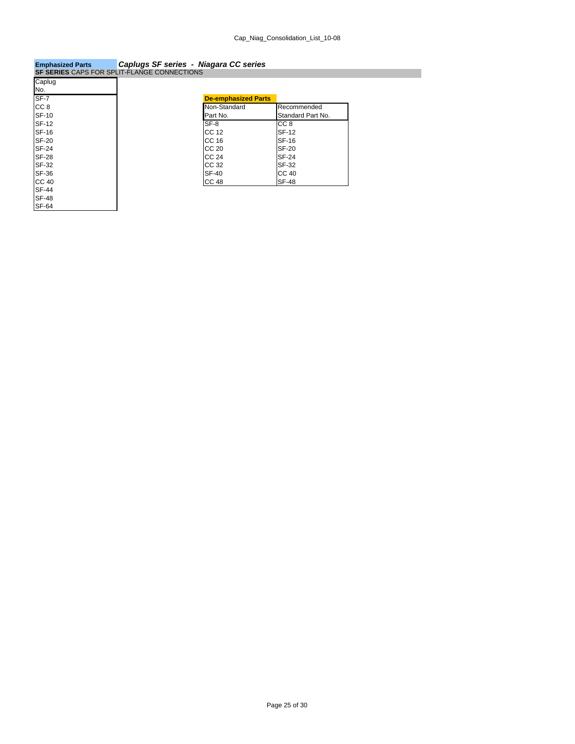**Emphasized Parts** ***Caplugs SF series - Niagara CC series***

**SF SERIES** CAPS FOR SPLIT-FLANGE CONNECTIONS

| Caplug No. |
|---|
| SF-7 |
| CC 8 |
| SF-10 |
| SF-12 |
| SF-16 |
| SF-20 |
| SF-24 |
| SF-28 |
| SF-32 |
| SF-36 |
| CC 40 |
| SF-44 |
| SF-48 |
| SF-64 |

**De-emphasized Parts**

| Non-Standard Part No. | Recommended Standard Part No. |
|---|---|
| SF-8 | CC 8 |
| CC 12 | SF-12 |
| CC 16 | SF-16 |
| CC 20 | SF-20 |
| CC 24 | SF-24 |
| CC 32 | SF-32 |
| SF-40 | CC 40 |
| CC 48 | SF-48 |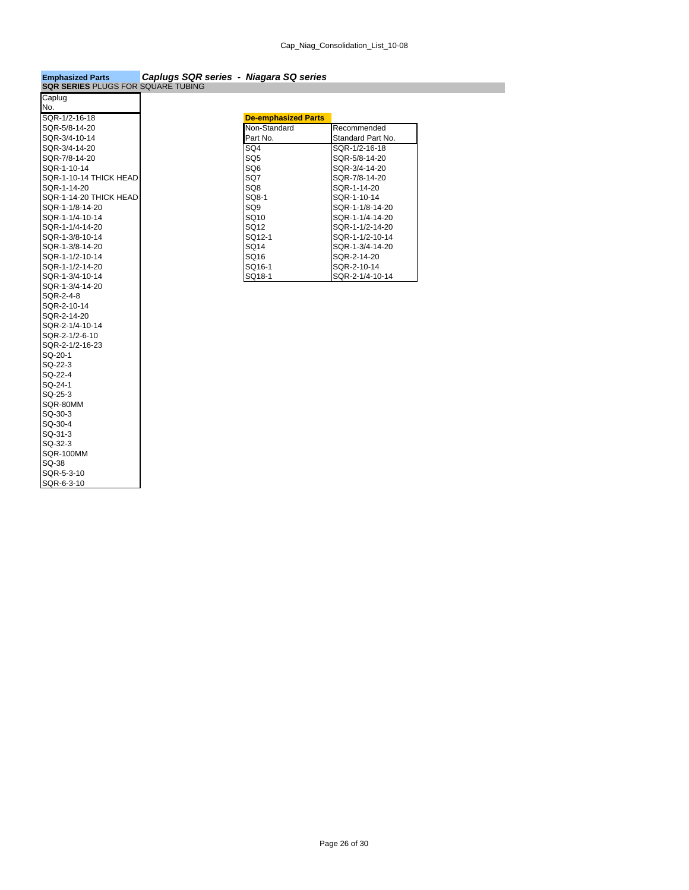**Emphasized Parts** ***Caplugs SQR series - Niagara SQ series***

**SQR SERIES** PLUGS FOR SQUARE TUBING

| Caplug No. |
|---|
| SQR-1/2-16-18 |
| SQR-5/8-14-20 |
| SQR-3/4-10-14 |
| SQR-3/4-14-20 |
| SQR-7/8-14-20 |
| SQR-1-10-14 |
| SQR-1-10-14 THICK HEAD |
| SQR-1-14-20 |
| SQR-1-14-20 THICK HEAD |
| SQR-1-1/8-14-20 |
| SQR-1-1/4-10-14 |
| SQR-1-1/4-14-20 |
| SQR-1-3/8-10-14 |
| SQR-1-3/8-14-20 |
| SQR-1-1/2-10-14 |
| SQR-1-1/2-14-20 |
| SQR-1-3/4-10-14 |
| SQR-1-3/4-14-20 |
| SQR-2-4-8 |
| SQR-2-10-14 |
| SQR-2-14-20 |
| SQR-2-1/4-10-14 |
| SQR-2-1/2-6-10 |
| SQR-2-1/2-16-23 |
| SQ-20-1 |
| SQ-22-3 |
| SQ-22-4 |
| SQ-24-1 |
| SQ-25-3 |
| SQR-80MM |
| SQ-30-3 |
| SQ-30-4 |
| SQ-31-3 |
| SQ-32-3 |
| SQR-100MM |
| SQ-38 |
| SQR-5-3-10 |
| SQR-6-3-10 |

**De-emphasized Parts**

| Non-Standard Part No. | Recommended Standard Part No. |
|---|---|
| SQ4 | SQR-1/2-16-18 |
| SQ5 | SQR-5/8-14-20 |
| SQ6 | SQR-3/4-14-20 |
| SQ7 | SQR-7/8-14-20 |
| SQ8 | SQR-1-14-20 |
| SQ8-1 | SQR-1-10-14 |
| SQ9 | SQR-1-1/8-14-20 |
| SQ10 | SQR-1-1/4-14-20 |
| SQ12 | SQR-1-1/2-14-20 |
| SQ12-1 | SQR-1-1/2-10-14 |
| SQ14 | SQR-1-3/4-14-20 |
| SQ16 | SQR-2-14-20 |
| SQ16-1 | SQR-2-10-14 |
| SQ18-1 | SQR-2-1/4-10-14 |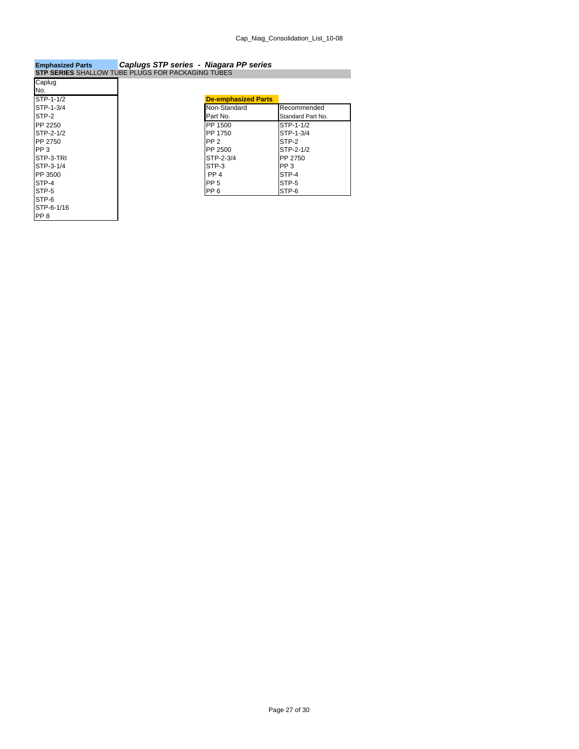**Emphasized Parts** ***Caplugs STP series - Niagara PP series***

**STP SERIES** SHALLOW TUBE PLUGS FOR PACKAGING TUBES

| Caplug No. |
|---|
| STP-1-1/2 |
| STP-1-3/4 |
| STP-2 |
| PP 2250 |
| STP-2-1/2 |
| PP 2750 |
| PP 3 |
| STP-3-TRI |
| STP-3-1/4 |
| PP 3500 |
| STP-4 |
| STP-5 |
| STP-6 |
| STP-6-1/16 |
| PP 8 |

**De-emphasized Parts**

| Non-Standard Part No. | Recommended Standard Part No. |
|---|---|
| PP 1500 | STP-1-1/2 |
| PP 1750 | STP-1-3/4 |
| PP 2 | STP-2 |
| PP 2500 | STP-2-1/2 |
| STP-2-3/4 | PP 2750 |
| STP-3 | PP 3 |
| PP 4 | STP-4 |
| PP 5 | STP-5 |
| PP 6 | STP-6 |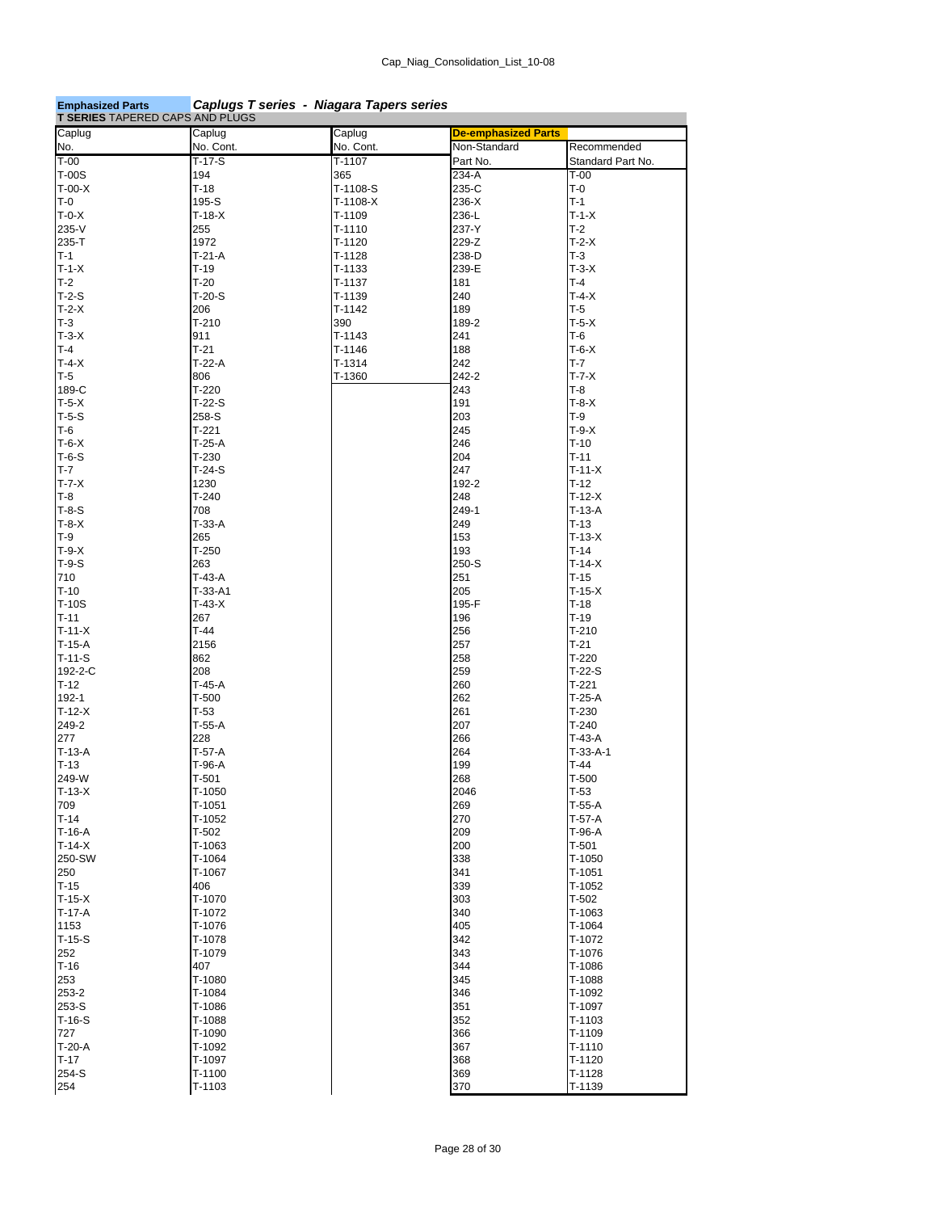**Emphasized Parts** ***Caplugs T series - Niagara Tapers series***

**T SERIES** TAPERED CAPS AND PLUGS

| Caplug No. | Caplug No. Cont. | Caplug No. Cont. | **De-emphasized Parts** Non-Standard Part No. | Recommended Standard Part No. |
|---|---|---|---|---|
| T-00 | T-17-S | T-1107 | 234-A | T-00 |
| T-00S | 194 | 365 | 235-C | T-0 |
| T-00-X | T-18 | T-1108-S | 236-X | T-1 |
| T-0 | 195-S | T-1108-X | 236-L | T-1-X |
| T-0-X | T-18-X | T-1109 | 237-Y | T-2 |
| 235-V | 255 | T-1110 | 229-Z | T-2-X |
| 235-T | 1972 | T-1120 | 238-D | T-3 |
| T-1 | T-21-A | T-1128 | 239-E | T-3-X |
| T-1-X | T-19 | T-1133 | 181 | T-4 |
| T-2 | T-20 | T-1137 | 240 | T-4-X |
| T-2-S | T-20-S | T-1139 | 189 | T-5 |
| T-2-X | 206 | T-1142 | 189-2 | T-5-X |
| T-3 | T-210 | 390 | 241 | T-6 |
| T-3-X | 911 | T-1143 | 188 | T-6-X |
| T-4 | T-21 | T-1146 | 242 | T-7 |
| T-4-X | T-22-A | T-1314 | 242-2 | T-7-X |
| T-5 | 806 | T-1360 | 243 | T-8 |
| 189-C | T-220 | | 191 | T-8-X |
| T-5-X | T-22-S | | 203 | T-9 |
| T-5-S | 258-S | | 245 | T-9-X |
| T-6 | T-221 | | 246 | T-10 |
| T-6-X | T-25-A | | 204 | T-11 |
| T-6-S | T-230 | | 247 | T-11-X |
| T-7 | T-24-S | | 192-2 | T-12 |
| T-7-X | 1230 | | 248 | T-12-X |
| T-8 | T-240 | | 249-1 | T-13-A |
| T-8-S | 708 | | 249 | T-13 |
| T-8-X | T-33-A | | 153 | T-13-X |
| T-9 | 265 | | 193 | T-14 |
| T-9-X | T-250 | | 250-S | T-14-X |
| T-9-S | 263 | | 251 | T-15 |
| 710 | T-43-A | | 205 | T-15-X |
| T-10 | T-33-A1 | | 195-F | T-18 |
| T-10S | T-43-X | | 196 | T-19 |
| T-11 | 267 | | 256 | T-210 |
| T-11-X | T-44 | | 257 | T-21 |
| T-15-A | 2156 | | 258 | T-220 |
| T-11-S | 862 | | 259 | T-22-S |
| 192-2-C | 208 | | 260 | T-221 |
| T-12 | T-45-A | | 262 | T-25-A |
| 192-1 | T-500 | | 261 | T-230 |
| T-12-X | T-53 | | 207 | T-240 |
| 249-2 | T-55-A | | 266 | T-43-A |
| 277 | 228 | | 264 | T-33-A-1 |
| T-13-A | T-57-A | | 199 | T-44 |
| T-13 | T-96-A | | 268 | T-500 |
| 249-W | T-501 | | 2046 | T-53 |
| T-13-X | T-1050 | | 269 | T-55-A |
| 709 | T-1051 | | 270 | T-57-A |
| T-14 | T-1052 | | 209 | T-96-A |
| T-16-A | T-502 | | 200 | T-501 |
| T-14-X | T-1063 | | 338 | T-1050 |
| 250-SW | T-1064 | | 341 | T-1051 |
| 250 | T-1067 | | 339 | T-1052 |
| T-15 | 406 | | 303 | T-502 |
| T-15-X | T-1070 | | 340 | T-1063 |
| T-17-A | T-1072 | | 405 | T-1064 |
| 1153 | T-1076 | | 342 | T-1072 |
| T-15-S | T-1078 | | 343 | T-1076 |
| 252 | T-1079 | | 344 | T-1086 |
| T-16 | 407 | | 345 | T-1088 |
| 253 | T-1080 | | 346 | T-1092 |
| 253-2 | T-1084 | | 351 | T-1097 |
| 253-S | T-1086 | | 352 | T-1103 |
| T-16-S | T-1088 | | 366 | T-1109 |
| 727 | T-1090 | | 367 | T-1110 |
| T-20-A | T-1092 | | 368 | T-1120 |
| T-17 | T-1097 | | 369 | T-1128 |
| 254-S | T-1100 | | 370 | T-1139 |
| 254 | T-1103 | | | |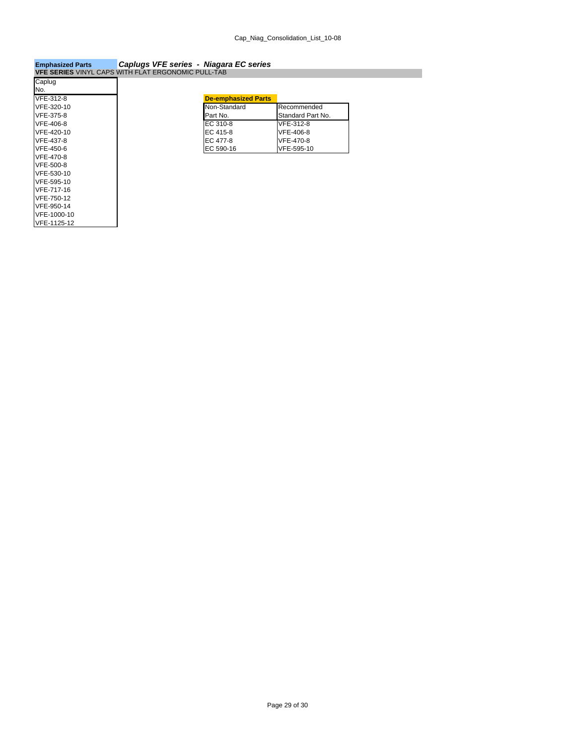**Emphasized Parts** ***Caplugs VFE series - Niagara EC series***

**VFE SERIES** VINYL CAPS WITH FLAT ERGONOMIC PULL-TAB

| Caplug No. |
|---|
| VFE-312-8 |
| VFE-320-10 |
| VFE-375-8 |
| VFE-406-8 |
| VFE-420-10 |
| VFE-437-8 |
| VFE-450-6 |
| VFE-470-8 |
| VFE-500-8 |
| VFE-530-10 |
| VFE-595-10 |
| VFE-717-16 |
| VFE-750-12 |
| VFE-950-14 |
| VFE-1000-10 |
| VFE-1125-12 |

**De-emphasized Parts**

| Non-Standard Part No. | Recommended Standard Part No. |
|---|---|
| EC 310-8 | VFE-312-8 |
| EC 415-8 | VFE-406-8 |
| EC 477-8 | VFE-470-8 |
| EC 590-16 | VFE-595-10 |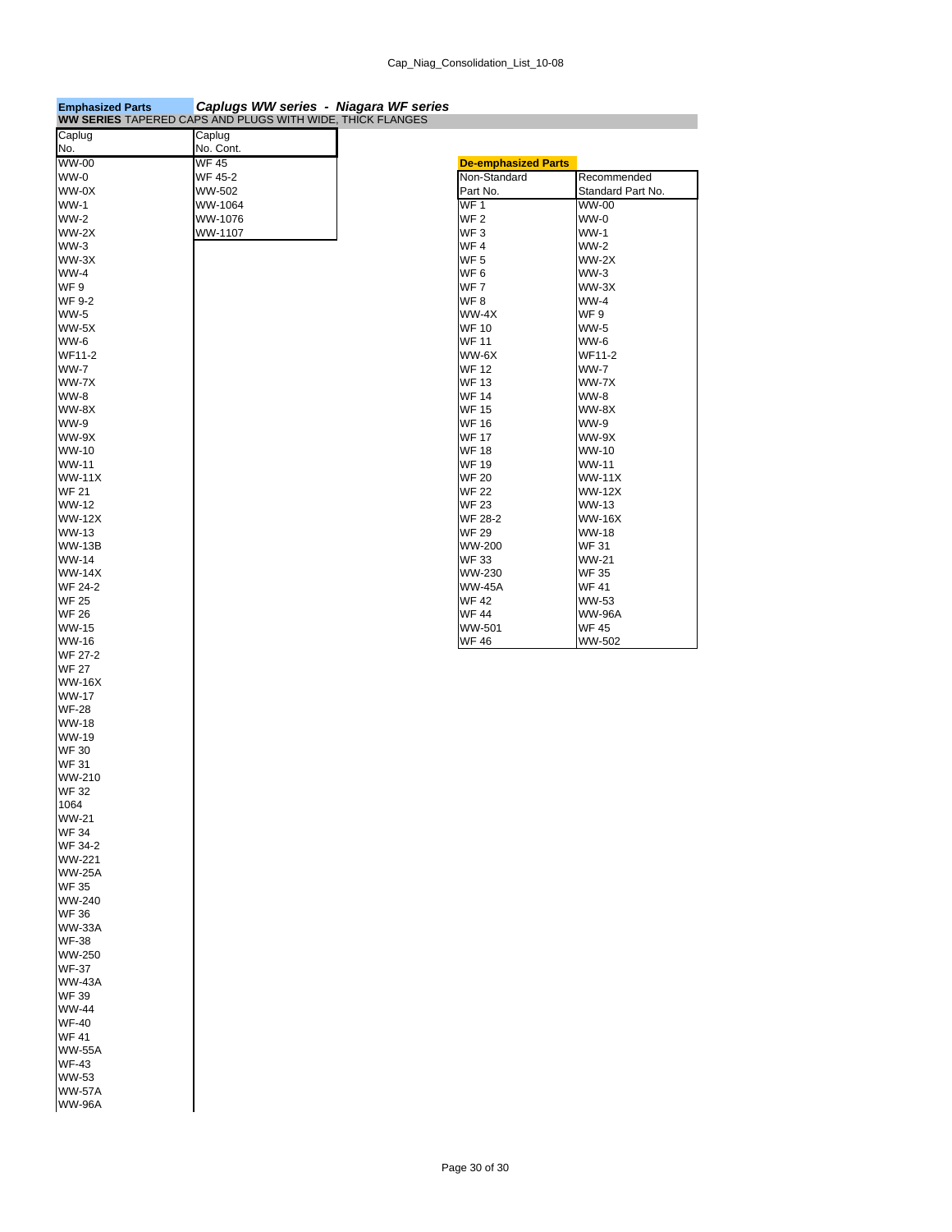**Emphasized Parts** ***Caplugs WW series - Niagara WF series***

**WW SERIES** TAPERED CAPS AND PLUGS WITH WIDE, THICK FLANGES

| Caplug No. | Caplug No. Cont. |
|---|---|
| WW-00 | WF 45 |
| WW-0 | WF 45-2 |
| WW-0X | WW-502 |
| WW-1 | WW-1064 |
| WW-2 | WW-1076 |
| WW-2X | WW-1107 |
| WW-3 | |
| WW-3X | |
| WW-4 | |
| WF 9 | |
| WF 9-2 | |
| WW-5 | |
| WW-5X | |
| WW-6 | |
| WF11-2 | |
| WW-7 | |
| WW-7X | |
| WW-8 | |
| WW-8X | |
| WW-9 | |
| WW-9X | |
| WW-10 | |
| WW-11 | |
| WW-11X | |
| WF 21 | |
| WW-12 | |
| WW-12X | |
| WW-13 | |
| WW-13B | |
| WW-14 | |
| WW-14X | |
| WF 24-2 | |
| WF 25 | |
| WF 26 | |
| WW-15 | |
| WW-16 | |
| WF 27-2 | |
| WF 27 | |
| WW-16X | |
| WW-17 | |
| WF-28 | |
| WW-18 | |
| WW-19 | |
| WF 30 | |
| WF 31 | |
| WW-210 | |
| WF 32 | |
| 1064 | |
| WW-21 | |
| WF 34 | |
| WF 34-2 | |
| WW-221 | |
| WW-25A | |
| WF 35 | |
| WW-240 | |
| WF 36 | |
| WW-33A | |
| WF-38 | |
| WW-250 | |
| WF-37 | |
| WW-43A | |
| WF 39 | |
| WW-44 | |
| WF-40 | |
| WF 41 | |
| WW-55A | |
| WF-43 | |
| WW-53 | |
| WW-57A | |
| WW-96A | |

**De-emphasized Parts**

| Non-Standard Part No. | Recommended Standard Part No. |
|---|---|
| WF 1 | WW-00 |
| WF 2 | WW-0 |
| WF 3 | WW-1 |
| WF 4 | WW-2 |
| WF 5 | WW-2X |
| WF 6 | WW-3 |
| WF 7 | WW-3X |
| WF 8 | WW-4 |
| WW-4X | WF 9 |
| WF 10 | WW-5 |
| WF 11 | WW-6 |
| WW-6X | WF11-2 |
| WF 12 | WW-7 |
| WF 13 | WW-7X |
| WF 14 | WW-8 |
| WF 15 | WW-8X |
| WF 16 | WW-9 |
| WF 17 | WW-9X |
| WF 18 | WW-10 |
| WF 19 | WW-11 |
| WF 20 | WW-11X |
| WF 22 | WW-12X |
| WF 23 | WW-13 |
| WF 28-2 | WW-16X |
| WF 29 | WW-18 |
| WW-200 | WF 31 |
| WF 33 | WW-21 |
| WW-230 | WF 35 |
| WW-45A | WF 41 |
| WF 42 | WW-53 |
| WF 44 | WW-96A |
| WW-501 | WF 45 |
| WF 46 | WW-502 |